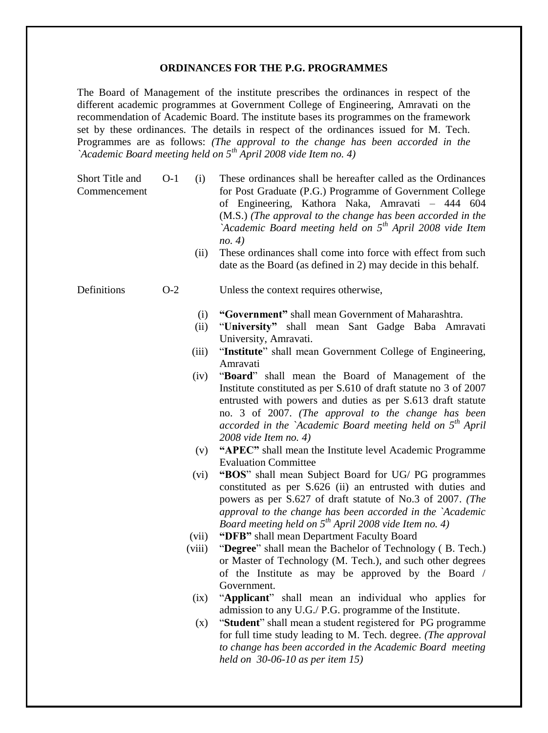## ORDINANCES FOR THE P.G. PROGRAMMES

The Board of Management of the institute prescribes the ordinances in respect of the different academic programmes at Government College of Engineering, Amravati on the recommendation of Academic Board. The institute bases its programmes on the framework set by these ordinances. The details in respect of the ordinances issued for M. Tech. Programmes are as follows: *(The approval to the change has been accorded in the `Academic Board meeting held on 5th April 2008 vide Item no. 4)*

**Short Title and Commencement**

**O-1**

(i) These ordinances shall be hereafter called as the Ordinances for Post Graduate (P.G.) Programme of Government College of Engineering, Kathora Naka, Amravati – 444 604 (M.S.) *(The approval to the change has been accorded in the `Academic Board meeting held on 5th April 2008 vide Item no. 4)*

(ii) These ordinances shall come into force with effect from such date as the Board (as defined in 2) may decide in this behalf.

**Definitions**

**O-2** Unless the context requires otherwise,

(i) **"Government"** shall mean Government of Maharashtra.

(ii) "**University"** shall mean Sant Gadge Baba Amravati University, Amravati.

(iii) "**Institute**" shall mean Government College of Engineering, Amravati

(iv) "**Board**" shall mean the Board of Management of the Institute constituted as per S.610 of draft statute no 3 of 2007 entrusted with powers and duties as per S.613 draft statute no. 3 of 2007. *(The approval to the change has been accorded in the `Academic Board meeting held on 5th April 2008 vide Item no. 4)*

(v) **"APEC"** shall mean the Institute level Academic Programme Evaluation Committee

(vi) **"BOS**" shall mean Subject Board for UG/ PG programmes constituted as per S.626 (ii) an entrusted with duties and powers as per S.627 of draft statute of No.3 of 2007. *(The approval to the change has been accorded in the `Academic Board meeting held on 5th April 2008 vide Item no. 4)*

(vii) **"DFB"** shall mean Department Faculty Board

(viii) "**Degree**" shall mean the Bachelor of Technology ( B. Tech.) or Master of Technology (M. Tech.), and such other degrees of the Institute as may be approved by the Board / Government.

(ix) "**Applicant**" shall mean an individual who applies for admission to any U.G./ P.G. programme of the Institute.

(x) "**Student**" shall mean a student registered for PG programme for full time study leading to M. Tech. degree. *(The approval to change has been accorded in the Academic Board meeting held on 30-06-10 as per item 15)*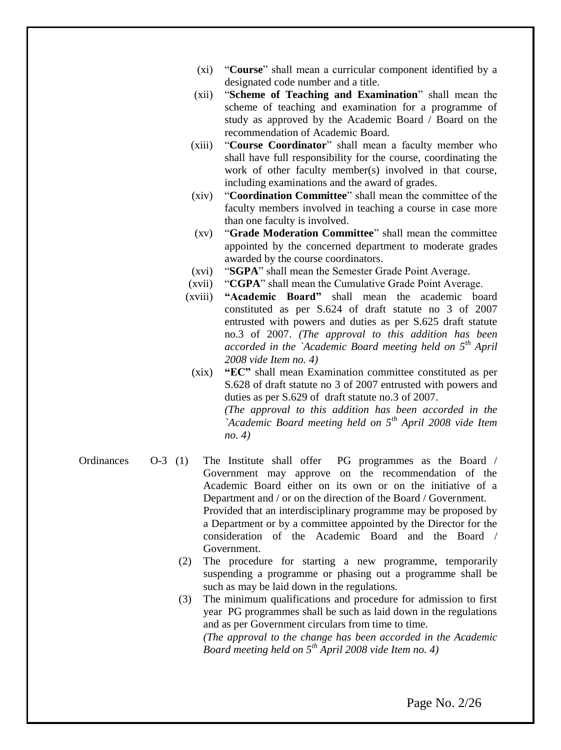(xi) "**Course**" shall mean a curricular component identified by a designated code number and a title.

(xii) "**Scheme of Teaching and Examination**" shall mean the scheme of teaching and examination for a programme of study as approved by the Academic Board / Board on the recommendation of Academic Board.

(xiii) "**Course Coordinator**" shall mean a faculty member who shall have full responsibility for the course, coordinating the work of other faculty member(s) involved in that course, including examinations and the award of grades.

(xiv) "**Coordination Committee**" shall mean the committee of the faculty members involved in teaching a course in case more than one faculty is involved.

(xv) "**Grade Moderation Committee**" shall mean the committee appointed by the concerned department to moderate grades awarded by the course coordinators.

(xvi) "**SGPA**" shall mean the Semester Grade Point Average.

(xvii) "**CGPA**" shall mean the Cumulative Grade Point Average.

(xviii) **"Academic Board"** shall mean the academic board constituted as per S.624 of draft statute no 3 of 2007 entrusted with powers and duties as per S.625 draft statute no.3 of 2007. *(The approval to this addition has been accorded in the `Academic Board meeting held on 5th April 2008 vide Item no. 4)*

(xix) **"EC"** shall mean Examination committee constituted as per S.628 of draft statute no 3 of 2007 entrusted with powers and duties as per S.629 of draft statute no.3 of 2007.
*(The approval to this addition has been accorded in the `Academic Board meeting held on 5th April 2008 vide Item no. 4)*

Ordinances O-3

(1) The Institute shall offer PG programmes as the Board / Government may approve on the recommendation of the Academic Board either on its own or on the initiative of a Department and / or on the direction of the Board / Government.
Provided that an interdisciplinary programme may be proposed by a Department or by a committee appointed by the Director for the consideration of the Academic Board and the Board / Government.

(2) The procedure for starting a new programme, temporarily suspending a programme or phasing out a programme shall be such as may be laid down in the regulations.

(3) The minimum qualifications and procedure for admission to first year PG programmes shall be such as laid down in the regulations and as per Government circulars from time to time.
*(The approval to the change has been accorded in the Academic Board meeting held on 5th April 2008 vide Item no. 4)*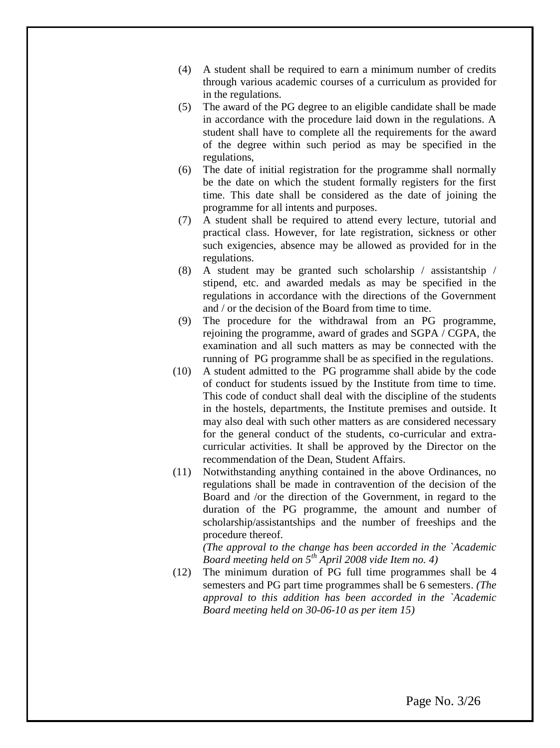(4) A student shall be required to earn a minimum number of credits through various academic courses of a curriculum as provided for in the regulations.

(5) The award of the PG degree to an eligible candidate shall be made in accordance with the procedure laid down in the regulations. A student shall have to complete all the requirements for the award of the degree within such period as may be specified in the regulations,

(6) The date of initial registration for the programme shall normally be the date on which the student formally registers for the first time. This date shall be considered as the date of joining the programme for all intents and purposes.

(7) A student shall be required to attend every lecture, tutorial and practical class. However, for late registration, sickness or other such exigencies, absence may be allowed as provided for in the regulations.

(8) A student may be granted such scholarship / assistantship / stipend, etc. and awarded medals as may be specified in the regulations in accordance with the directions of the Government and / or the decision of the Board from time to time.

(9) The procedure for the withdrawal from an PG programme, rejoining the programme, award of grades and SGPA / CGPA, the examination and all such matters as may be connected with the running of PG programme shall be as specified in the regulations.

(10) A student admitted to the PG programme shall abide by the code of conduct for students issued by the Institute from time to time. This code of conduct shall deal with the discipline of the students in the hostels, departments, the Institute premises and outside. It may also deal with such other matters as are considered necessary for the general conduct of the students, co-curricular and extra-curricular activities. It shall be approved by the Director on the recommendation of the Dean, Student Affairs.

(11) Notwithstanding anything contained in the above Ordinances, no regulations shall be made in contravention of the decision of the Board and /or the direction of the Government, in regard to the duration of the PG programme, the amount and number of scholarship/assistantships and the number of freeships and the procedure thereof.
*(The approval to the change has been accorded in the `Academic Board meeting held on 5th April 2008 vide Item no. 4)*

(12) The minimum duration of PG full time programmes shall be 4 semesters and PG part time programmes shall be 6 semesters. *(The approval to this addition has been accorded in the `Academic Board meeting held on 30-06-10 as per item 15)*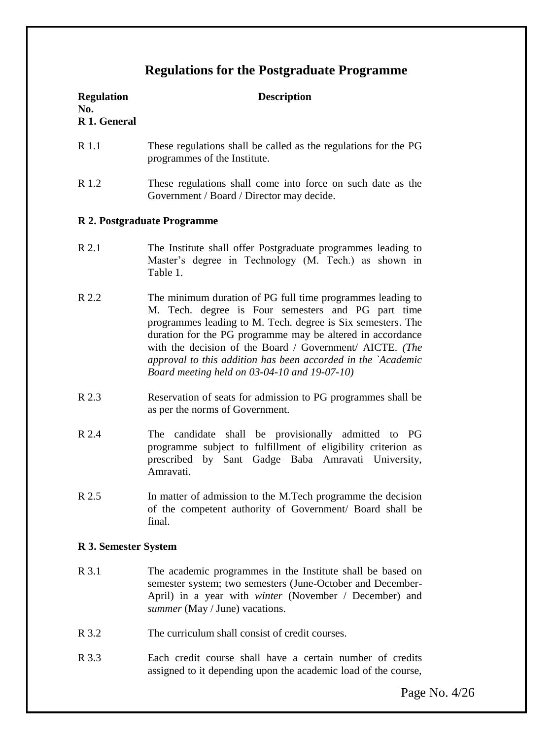# Regulations for the Postgraduate Programme

| Regulation No. | Description |
|---|---|
| **R 1. General** | |
| R 1.1 | These regulations shall be called as the regulations for the PG programmes of the Institute. |
| R 1.2 | These regulations shall come into force on such date as the Government / Board / Director may decide. |
| **R 2. Postgraduate Programme** | |
| R 2.1 | The Institute shall offer Postgraduate programmes leading to Master's degree in Technology (M. Tech.) as shown in Table 1. |
| R 2.2 | The minimum duration of PG full time programmes leading to M. Tech. degree is Four semesters and PG part time programmes leading to M. Tech. degree is Six semesters. The duration for the PG programme may be altered in accordance with the decision of the Board / Government/ AICTE. *(The approval to this addition has been accorded in the `Academic Board meeting held on 03-04-10 and 19-07-10)* |
| R 2.3 | Reservation of seats for admission to PG programmes shall be as per the norms of Government. |
| R 2.4 | The candidate shall be provisionally admitted to PG programme subject to fulfillment of eligibility criterion as prescribed by Sant Gadge Baba Amravati University, Amravati. |
| R 2.5 | In matter of admission to the M.Tech programme the decision of the competent authority of Government/ Board shall be final. |
| **R 3. Semester System** | |
| R 3.1 | The academic programmes in the Institute shall be based on semester system; two semesters (June-October and December-April) in a year with *winter* (November / December) and *summer* (May / June) vacations. |
| R 3.2 | The curriculum shall consist of credit courses. |
| R 3.3 | Each credit course shall have a certain number of credits assigned to it depending upon the academic load of the course, |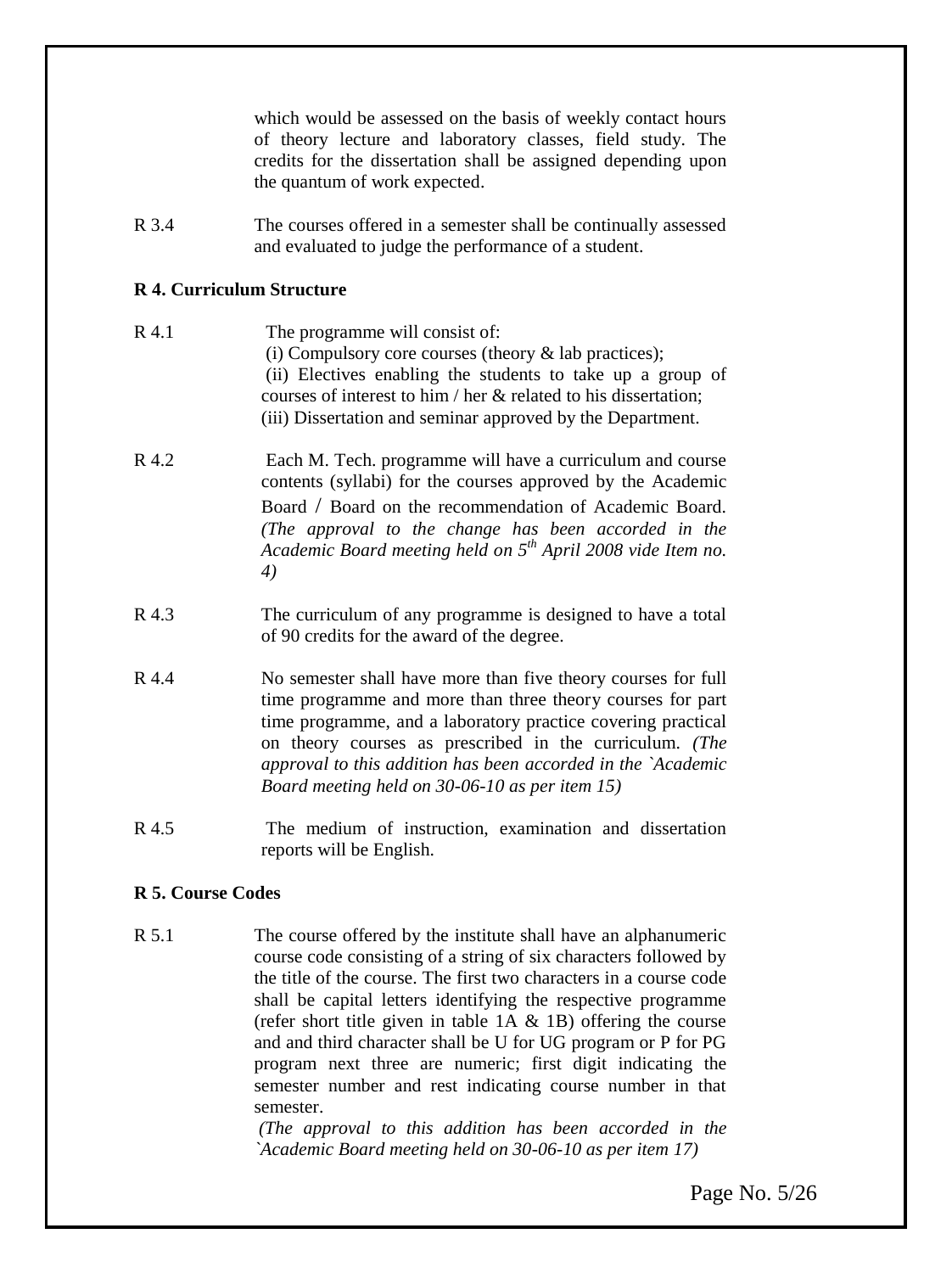which would be assessed on the basis of weekly contact hours of theory lecture and laboratory classes, field study. The credits for the dissertation shall be assigned depending upon the quantum of work expected.

R 3.4 The courses offered in a semester shall be continually assessed and evaluated to judge the performance of a student.

**R 4. Curriculum Structure**

R 4.1 The programme will consist of:
(i) Compulsory core courses (theory & lab practices);
(ii) Electives enabling the students to take up a group of courses of interest to him / her & related to his dissertation;
(iii) Dissertation and seminar approved by the Department.

R 4.2 Each M. Tech. programme will have a curriculum and course contents (syllabi) for the courses approved by the Academic Board / Board on the recommendation of Academic Board. *(The approval to the change has been accorded in the Academic Board meeting held on 5th April 2008 vide Item no. 4)*

R 4.3 The curriculum of any programme is designed to have a total of 90 credits for the award of the degree.

R 4.4 No semester shall have more than five theory courses for full time programme and more than three theory courses for part time programme, and a laboratory practice covering practical on theory courses as prescribed in the curriculum. *(The approval to this addition has been accorded in the `Academic Board meeting held on 30-06-10 as per item 15)*

R 4.5 The medium of instruction, examination and dissertation reports will be English.

**R 5. Course Codes**

R 5.1 The course offered by the institute shall have an alphanumeric course code consisting of a string of six characters followed by the title of the course. The first two characters in a course code shall be capital letters identifying the respective programme (refer short title given in table 1A & 1B) offering the course and and third character shall be U for UG program or P for PG program next three are numeric; first digit indicating the semester number and rest indicating course number in that semester.
*(The approval to this addition has been accorded in the `Academic Board meeting held on 30-06-10 as per item 17)*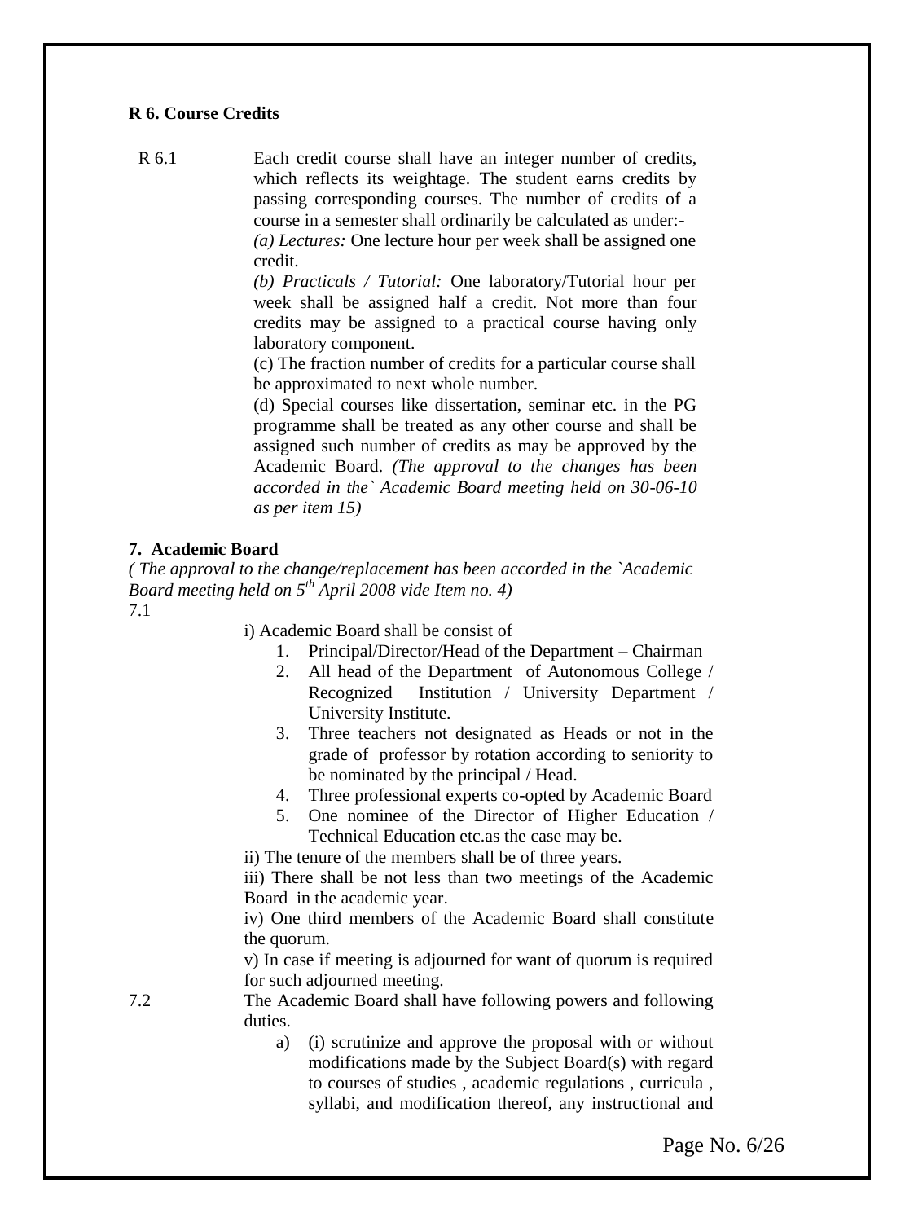**R 6. Course Credits**

R 6.1 Each credit course shall have an integer number of credits, which reflects its weightage. The student earns credits by passing corresponding courses. The number of credits of a course in a semester shall ordinarily be calculated as under:-

*(a) Lectures:* One lecture hour per week shall be assigned one credit.

*(b) Practicals / Tutorial:* One laboratory/Tutorial hour per week shall be assigned half a credit. Not more than four credits may be assigned to a practical course having only laboratory component.

(c) The fraction number of credits for a particular course shall be approximated to next whole number.

(d) Special courses like dissertation, seminar etc. in the PG programme shall be treated as any other course and shall be assigned such number of credits as may be approved by the Academic Board. *(The approval to the changes has been accorded in the` Academic Board meeting held on 30-06-10 as per item 15)*

**7. Academic Board**

*( The approval to the change/replacement has been accorded in the `Academic Board meeting held on 5th April 2008 vide Item no. 4)*

7.1

i) Academic Board shall be consist of

1. Principal/Director/Head of the Department – Chairman
2. All head of the Department of Autonomous College / Recognized Institution / University Department / University Institute.
3. Three teachers not designated as Heads or not in the grade of professor by rotation according to seniority to be nominated by the principal / Head.
4. Three professional experts co-opted by Academic Board
5. One nominee of the Director of Higher Education / Technical Education etc.as the case may be.

ii) The tenure of the members shall be of three years.

iii) There shall be not less than two meetings of the Academic Board in the academic year.

iv) One third members of the Academic Board shall constitute the quorum.

v) In case if meeting is adjourned for want of quorum is required for such adjourned meeting.

7.2 The Academic Board shall have following powers and following duties.

a) (i) scrutinize and approve the proposal with or without modifications made by the Subject Board(s) with regard to courses of studies , academic regulations , curricula , syllabi, and modification thereof, any instructional and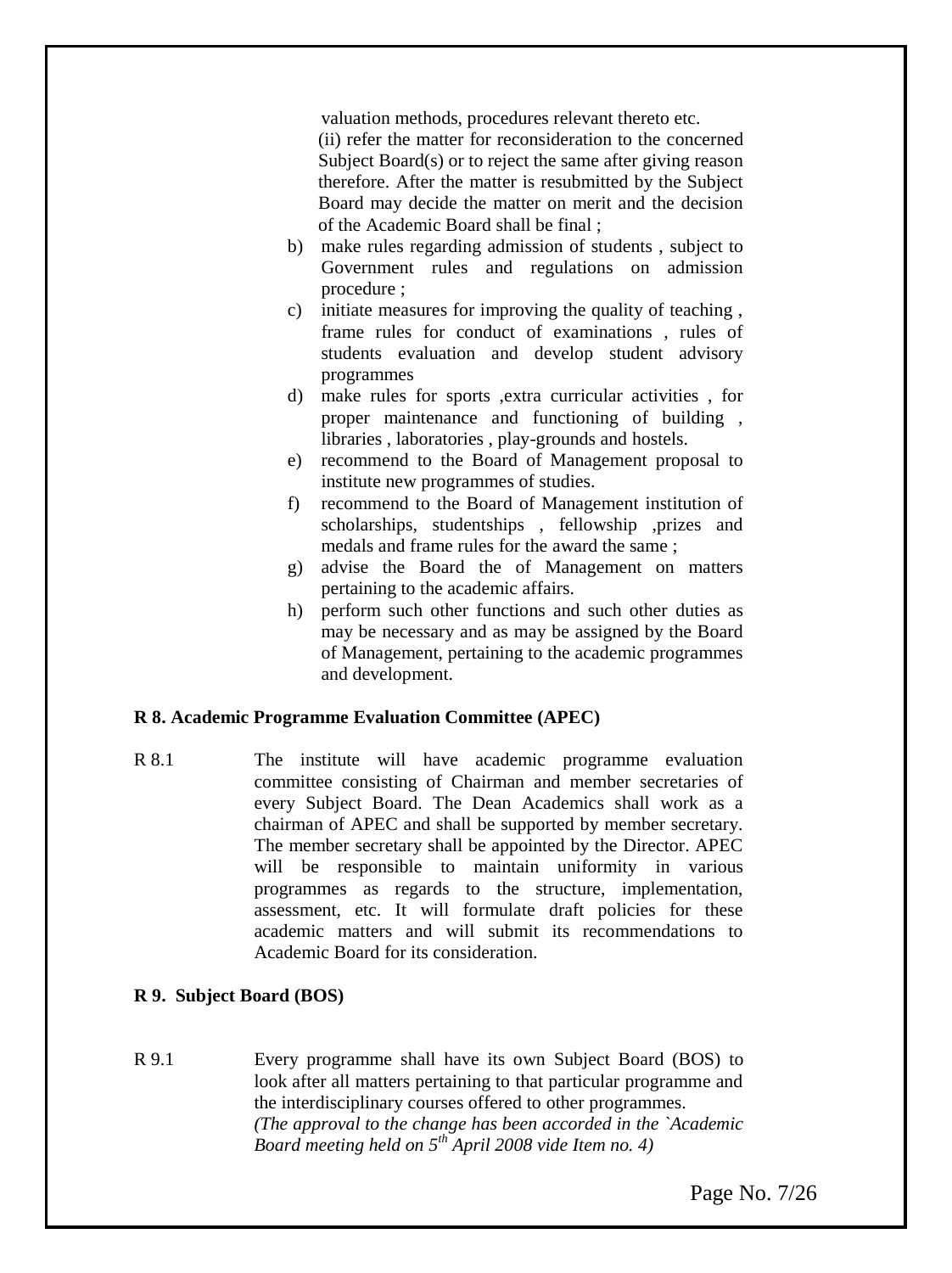valuation methods, procedures relevant thereto etc.

(ii) refer the matter for reconsideration to the concerned Subject Board(s) or to reject the same after giving reason therefore. After the matter is resubmitted by the Subject Board may decide the matter on merit and the decision of the Academic Board shall be final ;

b) make rules regarding admission of students , subject to Government rules and regulations on admission procedure ;
c) initiate measures for improving the quality of teaching , frame rules for conduct of examinations , rules of students evaluation and develop student advisory programmes
d) make rules for sports ,extra curricular activities , for proper maintenance and functioning of building , libraries , laboratories , play-grounds and hostels.
e) recommend to the Board of Management proposal to institute new programmes of studies.
f) recommend to the Board of Management institution of scholarships, studentships , fellowship ,prizes and medals and frame rules for the award the same ;
g) advise the Board the of Management on matters pertaining to the academic affairs.
h) perform such other functions and such other duties as may be necessary and as may be assigned by the Board of Management, pertaining to the academic programmes and development.

**R 8. Academic Programme Evaluation Committee (APEC)**

R 8.1 The institute will have academic programme evaluation committee consisting of Chairman and member secretaries of every Subject Board. The Dean Academics shall work as a chairman of APEC and shall be supported by member secretary. The member secretary shall be appointed by the Director. APEC will be responsible to maintain uniformity in various programmes as regards to the structure, implementation, assessment, etc. It will formulate draft policies for these academic matters and will submit its recommendations to Academic Board for its consideration.

**R 9. Subject Board (BOS)**

R 9.1 Every programme shall have its own Subject Board (BOS) to look after all matters pertaining to that particular programme and the interdisciplinary courses offered to other programmes.
*(The approval to the change has been accorded in the `Academic Board meeting held on 5th April 2008 vide Item no. 4)*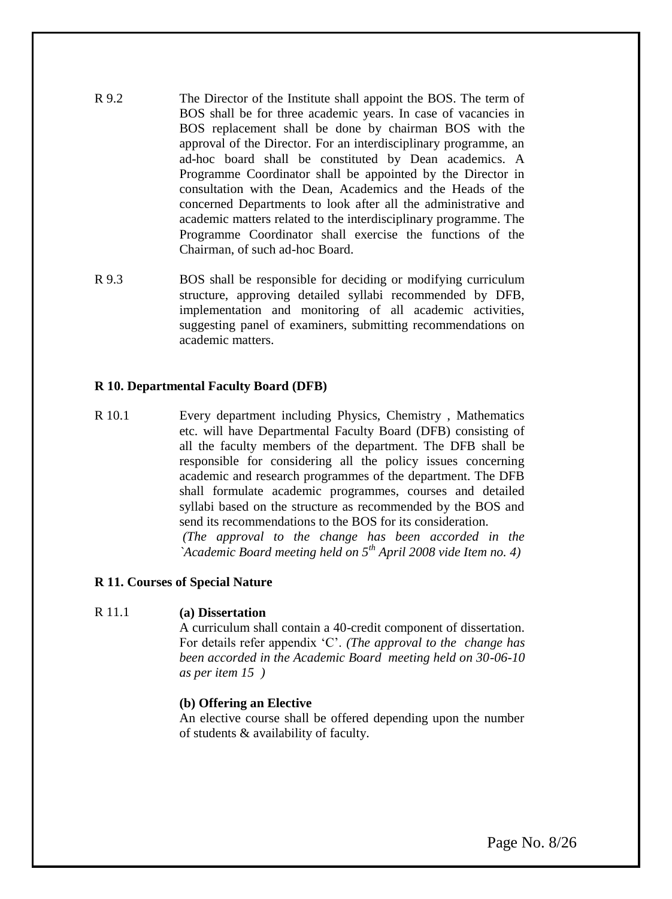R 9.2 The Director of the Institute shall appoint the BOS. The term of BOS shall be for three academic years. In case of vacancies in BOS replacement shall be done by chairman BOS with the approval of the Director. For an interdisciplinary programme, an ad-hoc board shall be constituted by Dean academics. A Programme Coordinator shall be appointed by the Director in consultation with the Dean, Academics and the Heads of the concerned Departments to look after all the administrative and academic matters related to the interdisciplinary programme. The Programme Coordinator shall exercise the functions of the Chairman, of such ad-hoc Board.

R 9.3 BOS shall be responsible for deciding or modifying curriculum structure, approving detailed syllabi recommended by DFB, implementation and monitoring of all academic activities, suggesting panel of examiners, submitting recommendations on academic matters.

**R 10. Departmental Faculty Board (DFB)**

R 10.1 Every department including Physics, Chemistry , Mathematics etc. will have Departmental Faculty Board (DFB) consisting of all the faculty members of the department. The DFB shall be responsible for considering all the policy issues concerning academic and research programmes of the department. The DFB shall formulate academic programmes, courses and detailed syllabi based on the structure as recommended by the BOS and send its recommendations to the BOS for its consideration.
*(The approval to the change has been accorded in the `Academic Board meeting held on 5th April 2008 vide Item no. 4)*

**R 11. Courses of Special Nature**

R 11.1 **(a) Dissertation**

A curriculum shall contain a 40-credit component of dissertation. For details refer appendix 'C'. *(The approval to the change has been accorded in the Academic Board meeting held on 30-06-10 as per item 15 )*

**(b) Offering an Elective**

An elective course shall be offered depending upon the number of students & availability of faculty.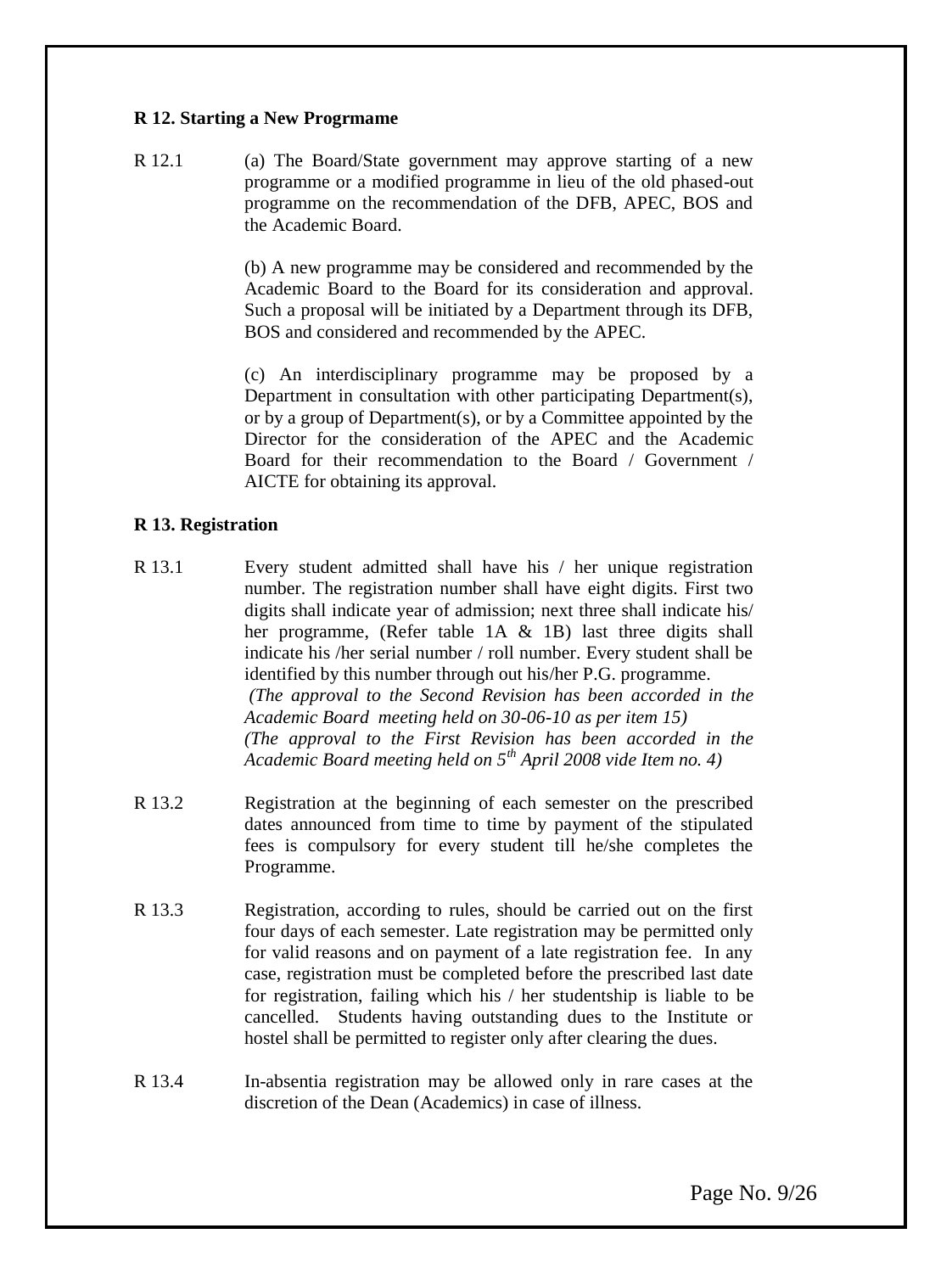**R 12. Starting a New Progrmame**

R 12.1 (a) The Board/State government may approve starting of a new programme or a modified programme in lieu of the old phased-out programme on the recommendation of the DFB, APEC, BOS and the Academic Board.

(b) A new programme may be considered and recommended by the Academic Board to the Board for its consideration and approval. Such a proposal will be initiated by a Department through its DFB, BOS and considered and recommended by the APEC.

(c) An interdisciplinary programme may be proposed by a Department in consultation with other participating Department(s), or by a group of Department(s), or by a Committee appointed by the Director for the consideration of the APEC and the Academic Board for their recommendation to the Board / Government / AICTE for obtaining its approval.

**R 13. Registration**

R 13.1 Every student admitted shall have his / her unique registration number. The registration number shall have eight digits. First two digits shall indicate year of admission; next three shall indicate his/ her programme, (Refer table 1A & 1B) last three digits shall indicate his /her serial number / roll number. Every student shall be identified by this number through out his/her P.G. programme.
*(The approval to the Second Revision has been accorded in the Academic Board meeting held on 30-06-10 as per item 15)*
*(The approval to the First Revision has been accorded in the Academic Board meeting held on 5th April 2008 vide Item no. 4)*

R 13.2 Registration at the beginning of each semester on the prescribed dates announced from time to time by payment of the stipulated fees is compulsory for every student till he/she completes the Programme.

R 13.3 Registration, according to rules, should be carried out on the first four days of each semester. Late registration may be permitted only for valid reasons and on payment of a late registration fee. In any case, registration must be completed before the prescribed last date for registration, failing which his / her studentship is liable to be cancelled. Students having outstanding dues to the Institute or hostel shall be permitted to register only after clearing the dues.

R 13.4 In-absentia registration may be allowed only in rare cases at the discretion of the Dean (Academics) in case of illness.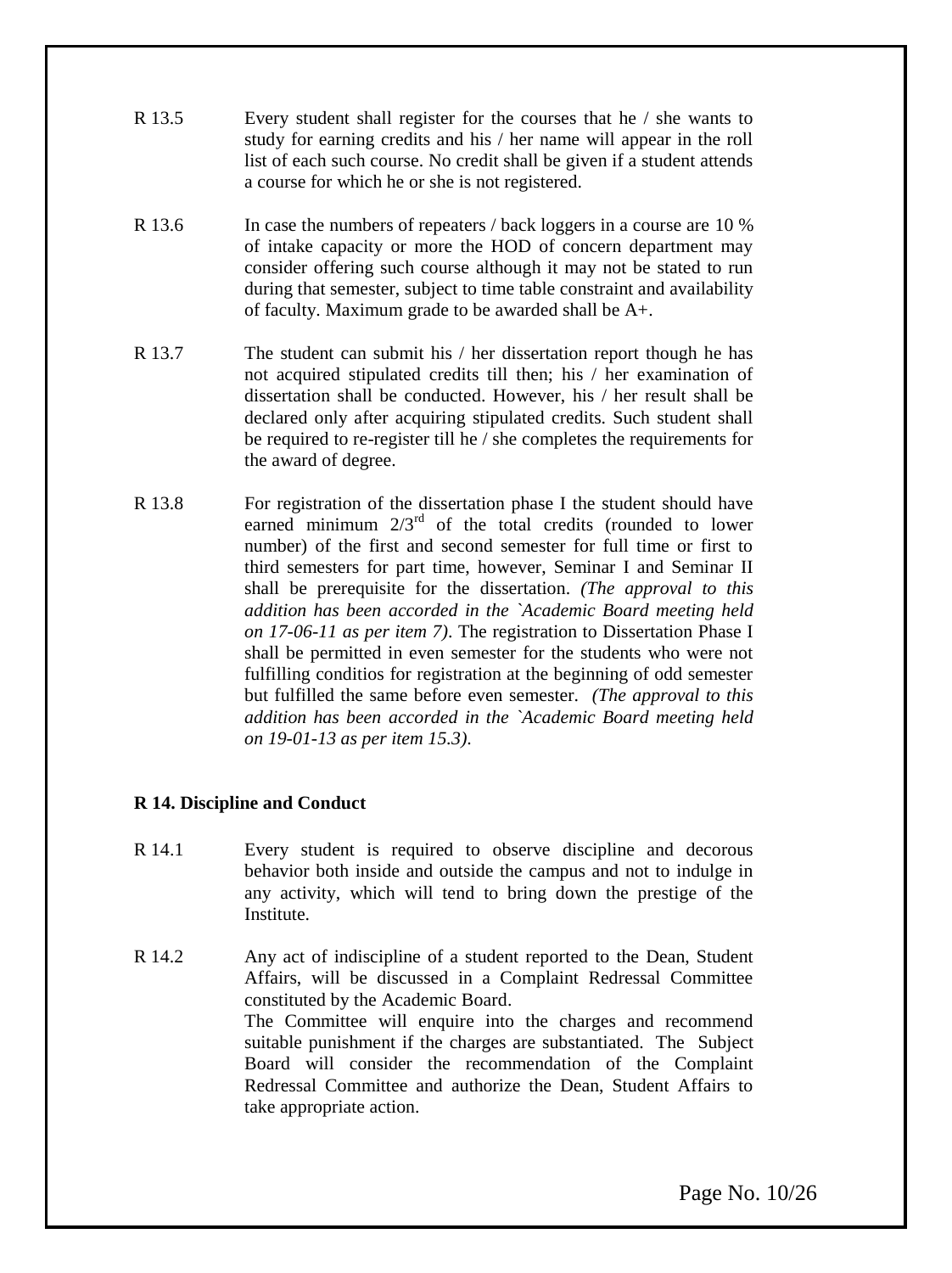R 13.5 Every student shall register for the courses that he / she wants to study for earning credits and his / her name will appear in the roll list of each such course. No credit shall be given if a student attends a course for which he or she is not registered.

R 13.6 In case the numbers of repeaters / back loggers in a course are 10 % of intake capacity or more the HOD of concern department may consider offering such course although it may not be stated to run during that semester, subject to time table constraint and availability of faculty. Maximum grade to be awarded shall be A+.

R 13.7 The student can submit his / her dissertation report though he has not acquired stipulated credits till then; his / her examination of dissertation shall be conducted. However, his / her result shall be declared only after acquiring stipulated credits. Such student shall be required to re-register till he / she completes the requirements for the award of degree.

R 13.8 For registration of the dissertation phase I the student should have earned minimum 2/3rd of the total credits (rounded to lower number) of the first and second semester for full time or first to third semesters for part time, however, Seminar I and Seminar II shall be prerequisite for the dissertation. *(The approval to this addition has been accorded in the `Academic Board meeting held on 17-06-11 as per item 7)*. The registration to Dissertation Phase I shall be permitted in even semester for the students who were not fulfilling conditios for registration at the beginning of odd semester but fulfilled the same before even semester. *(The approval to this addition has been accorded in the `Academic Board meeting held on 19-01-13 as per item 15.3)*.

**R 14. Discipline and Conduct**

R 14.1 Every student is required to observe discipline and decorous behavior both inside and outside the campus and not to indulge in any activity, which will tend to bring down the prestige of the Institute.

R 14.2 Any act of indiscipline of a student reported to the Dean, Student Affairs, will be discussed in a Complaint Redressal Committee constituted by the Academic Board.
The Committee will enquire into the charges and recommend suitable punishment if the charges are substantiated. The Subject Board will consider the recommendation of the Complaint Redressal Committee and authorize the Dean, Student Affairs to take appropriate action.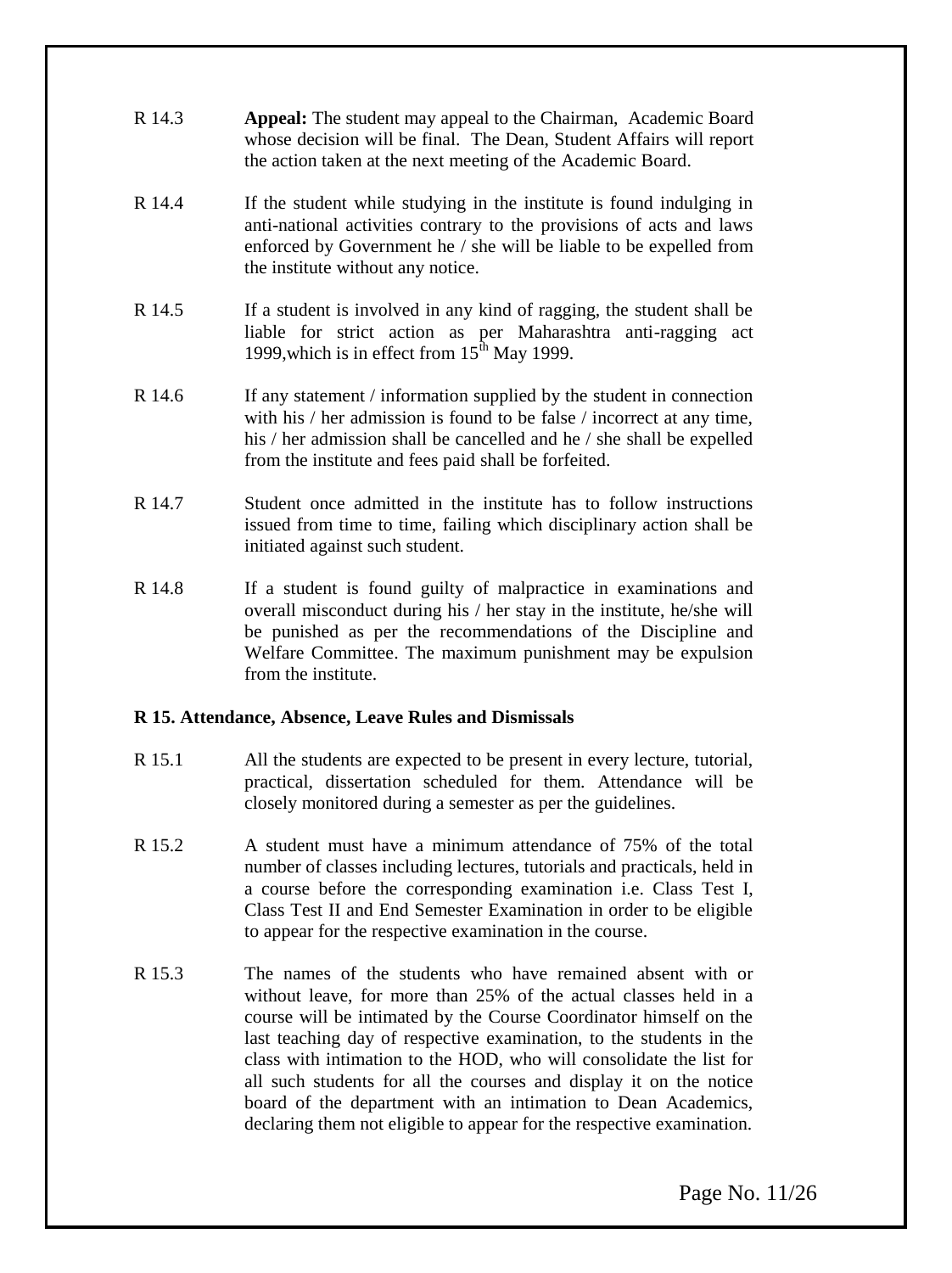R 14.3 **Appeal:** The student may appeal to the Chairman, Academic Board whose decision will be final. The Dean, Student Affairs will report the action taken at the next meeting of the Academic Board.

R 14.4 If the student while studying in the institute is found indulging in anti-national activities contrary to the provisions of acts and laws enforced by Government he / she will be liable to be expelled from the institute without any notice.

R 14.5 If a student is involved in any kind of ragging, the student shall be liable for strict action as per Maharashtra anti-ragging act 1999,which is in effect from 15th May 1999.

R 14.6 If any statement / information supplied by the student in connection with his / her admission is found to be false / incorrect at any time, his / her admission shall be cancelled and he / she shall be expelled from the institute and fees paid shall be forfeited.

R 14.7 Student once admitted in the institute has to follow instructions issued from time to time, failing which disciplinary action shall be initiated against such student.

R 14.8 If a student is found guilty of malpractice in examinations and overall misconduct during his / her stay in the institute, he/she will be punished as per the recommendations of the Discipline and Welfare Committee. The maximum punishment may be expulsion from the institute.

**R 15. Attendance, Absence, Leave Rules and Dismissals**

R 15.1 All the students are expected to be present in every lecture, tutorial, practical, dissertation scheduled for them. Attendance will be closely monitored during a semester as per the guidelines.

R 15.2 A student must have a minimum attendance of 75% of the total number of classes including lectures, tutorials and practicals, held in a course before the corresponding examination i.e. Class Test I, Class Test II and End Semester Examination in order to be eligible to appear for the respective examination in the course.

R 15.3 The names of the students who have remained absent with or without leave, for more than 25% of the actual classes held in a course will be intimated by the Course Coordinator himself on the last teaching day of respective examination, to the students in the class with intimation to the HOD, who will consolidate the list for all such students for all the courses and display it on the notice board of the department with an intimation to Dean Academics, declaring them not eligible to appear for the respective examination.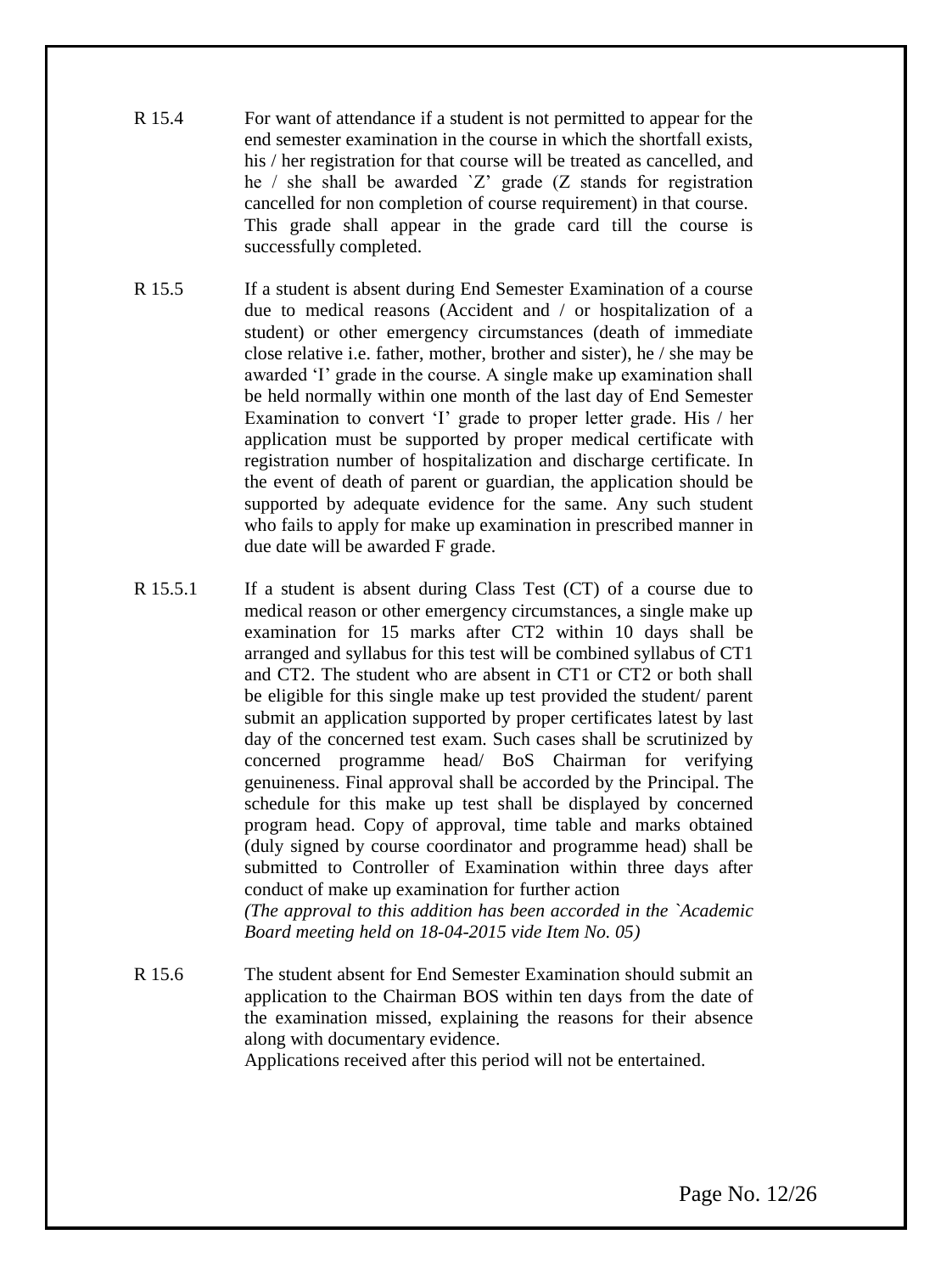R 15.4 For want of attendance if a student is not permitted to appear for the end semester examination in the course in which the shortfall exists, his / her registration for that course will be treated as cancelled, and he / she shall be awarded `Z' grade (Z stands for registration cancelled for non completion of course requirement) in that course. This grade shall appear in the grade card till the course is successfully completed.

R 15.5 If a student is absent during End Semester Examination of a course due to medical reasons (Accident and / or hospitalization of a student) or other emergency circumstances (death of immediate close relative i.e. father, mother, brother and sister), he / she may be awarded 'I' grade in the course. A single make up examination shall be held normally within one month of the last day of End Semester Examination to convert 'I' grade to proper letter grade. His / her application must be supported by proper medical certificate with registration number of hospitalization and discharge certificate. In the event of death of parent or guardian, the application should be supported by adequate evidence for the same. Any such student who fails to apply for make up examination in prescribed manner in due date will be awarded F grade.

R 15.5.1 If a student is absent during Class Test (CT) of a course due to medical reason or other emergency circumstances, a single make up examination for 15 marks after CT2 within 10 days shall be arranged and syllabus for this test will be combined syllabus of CT1 and CT2. The student who are absent in CT1 or CT2 or both shall be eligible for this single make up test provided the student/ parent submit an application supported by proper certificates latest by last day of the concerned test exam. Such cases shall be scrutinized by concerned programme head/ BoS Chairman for verifying genuineness. Final approval shall be accorded by the Principal. The schedule for this make up test shall be displayed by concerned program head. Copy of approval, time table and marks obtained (duly signed by course coordinator and programme head) shall be submitted to Controller of Examination within three days after conduct of make up examination for further action

*(The approval to this addition has been accorded in the `Academic Board meeting held on 18-04-2015 vide Item No. 05)*

R 15.6 The student absent for End Semester Examination should submit an application to the Chairman BOS within ten days from the date of the examination missed, explaining the reasons for their absence along with documentary evidence.

Applications received after this period will not be entertained.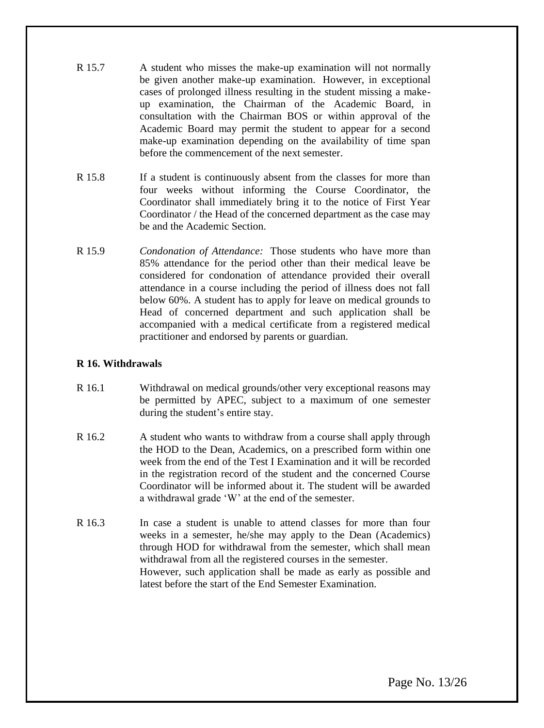R 15.7 A student who misses the make-up examination will not normally be given another make-up examination. However, in exceptional cases of prolonged illness resulting in the student missing a make-up examination, the Chairman of the Academic Board, in consultation with the Chairman BOS or within approval of the Academic Board may permit the student to appear for a second make-up examination depending on the availability of time span before the commencement of the next semester.

R 15.8 If a student is continuously absent from the classes for more than four weeks without informing the Course Coordinator, the Coordinator shall immediately bring it to the notice of First Year Coordinator / the Head of the concerned department as the case may be and the Academic Section.

R 15.9 *Condonation of Attendance:* Those students who have more than 85% attendance for the period other than their medical leave be considered for condonation of attendance provided their overall attendance in a course including the period of illness does not fall below 60%. A student has to apply for leave on medical grounds to Head of concerned department and such application shall be accompanied with a medical certificate from a registered medical practitioner and endorsed by parents or guardian.

**R 16. Withdrawals**

R 16.1 Withdrawal on medical grounds/other very exceptional reasons may be permitted by APEC, subject to a maximum of one semester during the student's entire stay.

R 16.2 A student who wants to withdraw from a course shall apply through the HOD to the Dean, Academics, on a prescribed form within one week from the end of the Test I Examination and it will be recorded in the registration record of the student and the concerned Course Coordinator will be informed about it. The student will be awarded a withdrawal grade 'W' at the end of the semester.

R 16.3 In case a student is unable to attend classes for more than four weeks in a semester, he/she may apply to the Dean (Academics) through HOD for withdrawal from the semester, which shall mean withdrawal from all the registered courses in the semester.
However, such application shall be made as early as possible and latest before the start of the End Semester Examination.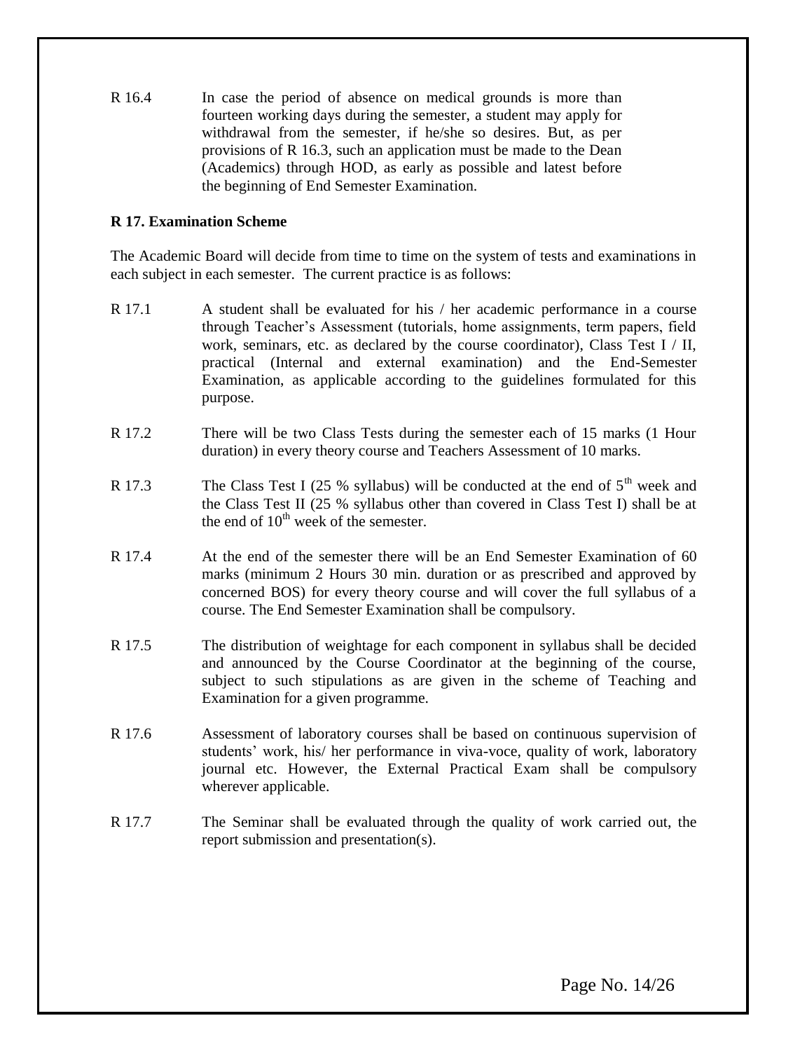R 16.4 In case the period of absence on medical grounds is more than fourteen working days during the semester, a student may apply for withdrawal from the semester, if he/she so desires. But, as per provisions of R 16.3, such an application must be made to the Dean (Academics) through HOD, as early as possible and latest before the beginning of End Semester Examination.

**R 17. Examination Scheme**

The Academic Board will decide from time to time on the system of tests and examinations in each subject in each semester. The current practice is as follows:

R 17.1 A student shall be evaluated for his / her academic performance in a course through Teacher's Assessment (tutorials, home assignments, term papers, field work, seminars, etc. as declared by the course coordinator), Class Test I / II, practical (Internal and external examination) and the End-Semester Examination, as applicable according to the guidelines formulated for this purpose.

R 17.2 There will be two Class Tests during the semester each of 15 marks (1 Hour duration) in every theory course and Teachers Assessment of 10 marks.

R 17.3 The Class Test I (25 % syllabus) will be conducted at the end of 5th week and the Class Test II (25 % syllabus other than covered in Class Test I) shall be at the end of 10th week of the semester.

R 17.4 At the end of the semester there will be an End Semester Examination of 60 marks (minimum 2 Hours 30 min. duration or as prescribed and approved by concerned BOS) for every theory course and will cover the full syllabus of a course. The End Semester Examination shall be compulsory.

R 17.5 The distribution of weightage for each component in syllabus shall be decided and announced by the Course Coordinator at the beginning of the course, subject to such stipulations as are given in the scheme of Teaching and Examination for a given programme.

R 17.6 Assessment of laboratory courses shall be based on continuous supervision of students' work, his/ her performance in viva-voce, quality of work, laboratory journal etc. However, the External Practical Exam shall be compulsory wherever applicable.

R 17.7 The Seminar shall be evaluated through the quality of work carried out, the report submission and presentation(s).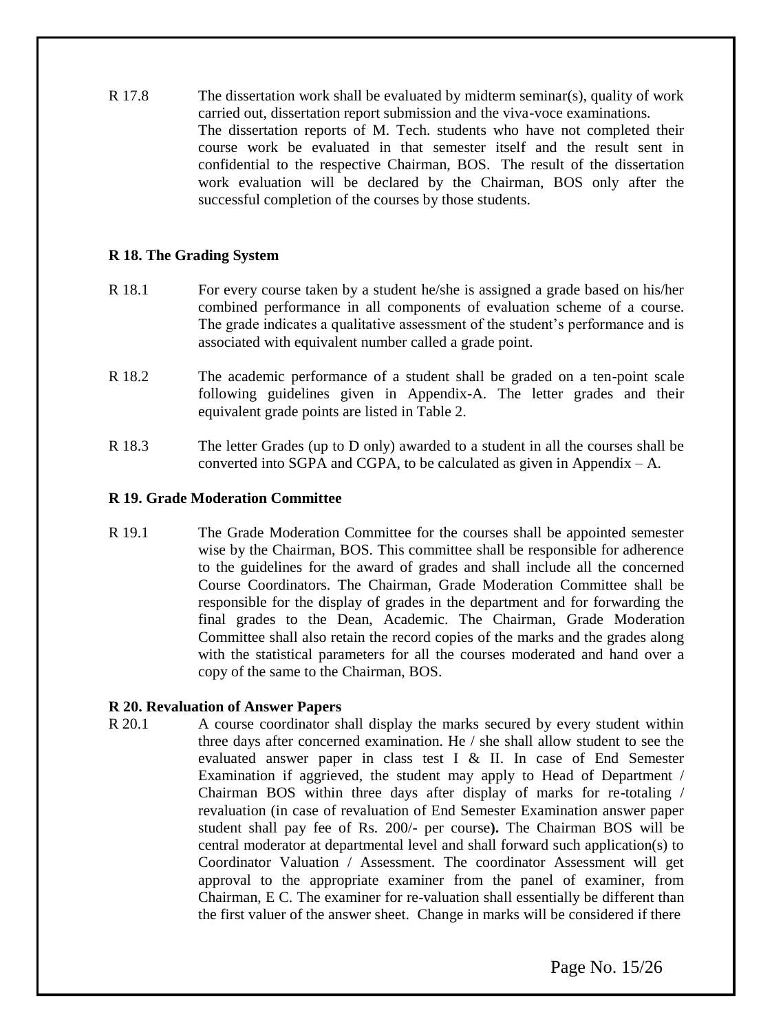R 17.8 The dissertation work shall be evaluated by midterm seminar(s), quality of work carried out, dissertation report submission and the viva-voce examinations.
The dissertation reports of M. Tech. students who have not completed their course work be evaluated in that semester itself and the result sent in confidential to the respective Chairman, BOS. The result of the dissertation work evaluation will be declared by the Chairman, BOS only after the successful completion of the courses by those students.

**R 18. The Grading System**

R 18.1 For every course taken by a student he/she is assigned a grade based on his/her combined performance in all components of evaluation scheme of a course. The grade indicates a qualitative assessment of the student's performance and is associated with equivalent number called a grade point.

R 18.2 The academic performance of a student shall be graded on a ten-point scale following guidelines given in Appendix-A. The letter grades and their equivalent grade points are listed in Table 2.

R 18.3 The letter Grades (up to D only) awarded to a student in all the courses shall be converted into SGPA and CGPA, to be calculated as given in Appendix – A.

**R 19. Grade Moderation Committee**

R 19.1 The Grade Moderation Committee for the courses shall be appointed semester wise by the Chairman, BOS. This committee shall be responsible for adherence to the guidelines for the award of grades and shall include all the concerned Course Coordinators. The Chairman, Grade Moderation Committee shall be responsible for the display of grades in the department and for forwarding the final grades to the Dean, Academic. The Chairman, Grade Moderation Committee shall also retain the record copies of the marks and the grades along with the statistical parameters for all the courses moderated and hand over a copy of the same to the Chairman, BOS.

**R 20. Revaluation of Answer Papers**

R 20.1 A course coordinator shall display the marks secured by every student within three days after concerned examination. He / she shall allow student to see the evaluated answer paper in class test I & II. In case of End Semester Examination if aggrieved, the student may apply to Head of Department / Chairman BOS within three days after display of marks for re-totaling / revaluation (in case of revaluation of End Semester Examination answer paper student shall pay fee of Rs. 200/- per course**).** The Chairman BOS will be central moderator at departmental level and shall forward such application(s) to Coordinator Valuation / Assessment. The coordinator Assessment will get approval to the appropriate examiner from the panel of examiner, from Chairman, E C. The examiner for re-valuation shall essentially be different than the first valuer of the answer sheet. Change in marks will be considered if there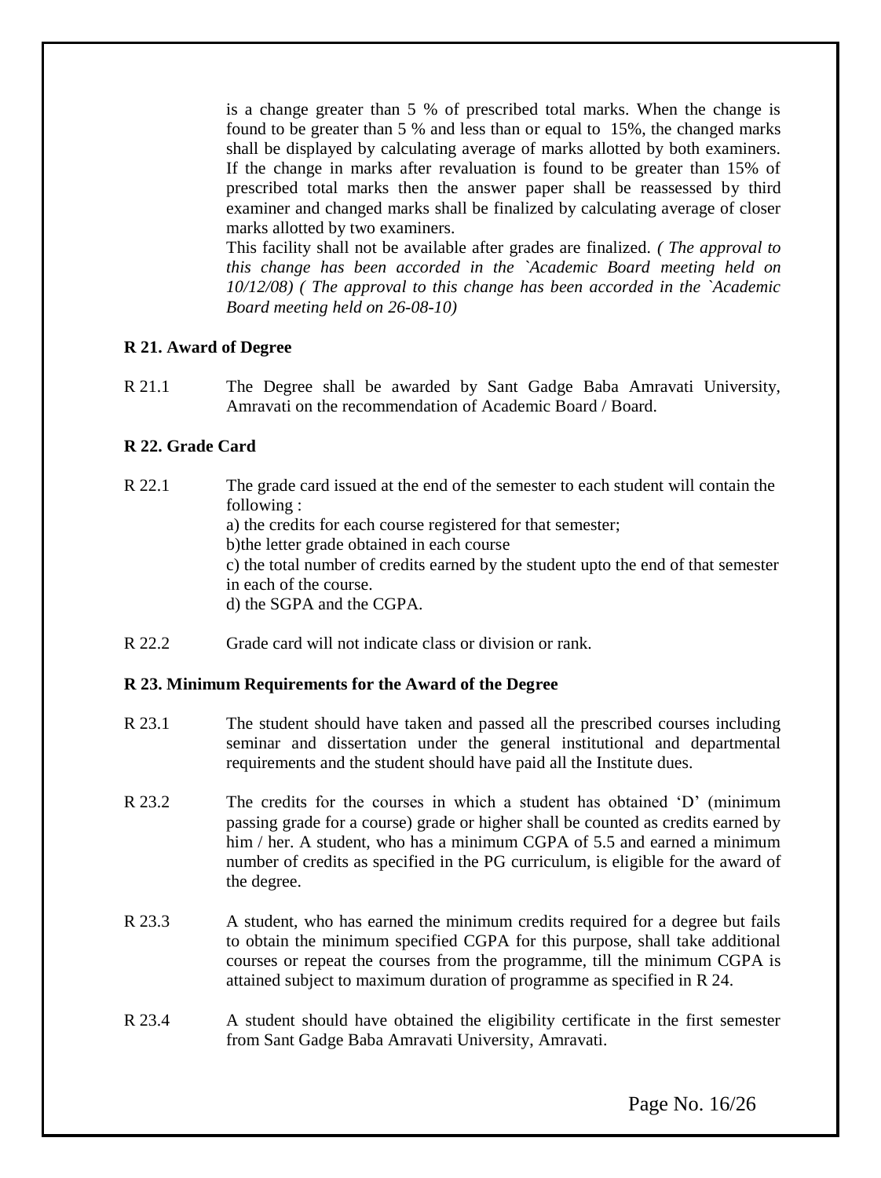is a change greater than 5 % of prescribed total marks. When the change is found to be greater than 5 % and less than or equal to 15%, the changed marks shall be displayed by calculating average of marks allotted by both examiners. If the change in marks after revaluation is found to be greater than 15% of prescribed total marks then the answer paper shall be reassessed by third examiner and changed marks shall be finalized by calculating average of closer marks allotted by two examiners.

This facility shall not be available after grades are finalized. *( The approval to this change has been accorded in the `Academic Board meeting held on 10/12/08) ( The approval to this change has been accorded in the `Academic Board meeting held on 26-08-10)*

**R 21. Award of Degree**

R 21.1 The Degree shall be awarded by Sant Gadge Baba Amravati University, Amravati on the recommendation of Academic Board / Board.

**R 22. Grade Card**

R 22.1 The grade card issued at the end of the semester to each student will contain the following :

a) the credits for each course registered for that semester;

b)the letter grade obtained in each course

c) the total number of credits earned by the student upto the end of that semester in each of the course.

d) the SGPA and the CGPA.

R 22.2 Grade card will not indicate class or division or rank.

**R 23. Minimum Requirements for the Award of the Degree**

R 23.1 The student should have taken and passed all the prescribed courses including seminar and dissertation under the general institutional and departmental requirements and the student should have paid all the Institute dues.

R 23.2 The credits for the courses in which a student has obtained 'D' (minimum passing grade for a course) grade or higher shall be counted as credits earned by him / her. A student, who has a minimum CGPA of 5.5 and earned a minimum number of credits as specified in the PG curriculum, is eligible for the award of the degree.

R 23.3 A student, who has earned the minimum credits required for a degree but fails to obtain the minimum specified CGPA for this purpose, shall take additional courses or repeat the courses from the programme, till the minimum CGPA is attained subject to maximum duration of programme as specified in R 24.

R 23.4 A student should have obtained the eligibility certificate in the first semester from Sant Gadge Baba Amravati University, Amravati.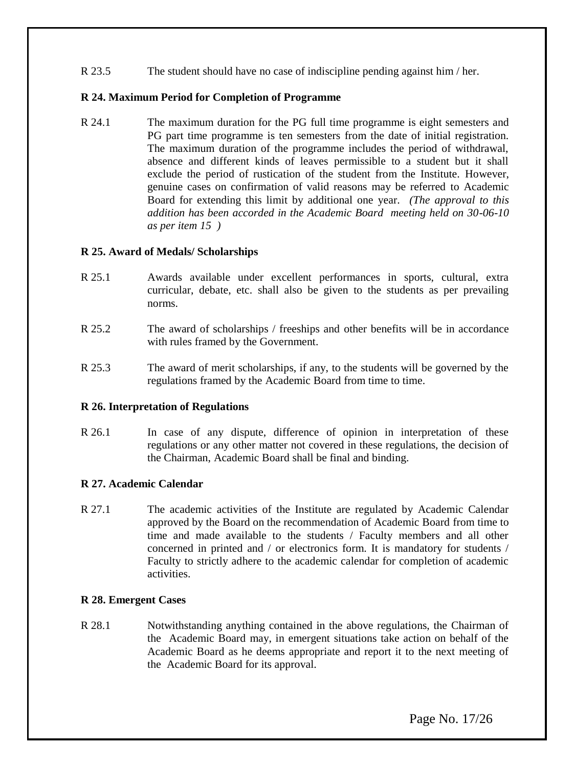R 23.5 The student should have no case of indiscipline pending against him / her.

**R 24. Maximum Period for Completion of Programme**

R 24.1 The maximum duration for the PG full time programme is eight semesters and PG part time programme is ten semesters from the date of initial registration. The maximum duration of the programme includes the period of withdrawal, absence and different kinds of leaves permissible to a student but it shall exclude the period of rustication of the student from the Institute. However, genuine cases on confirmation of valid reasons may be referred to Academic Board for extending this limit by additional one year. *(The approval to this addition has been accorded in the Academic Board meeting held on 30-06-10 as per item 15 )*

**R 25. Award of Medals/ Scholarships**

R 25.1 Awards available under excellent performances in sports, cultural, extra curricular, debate, etc. shall also be given to the students as per prevailing norms.

R 25.2 The award of scholarships / freeships and other benefits will be in accordance with rules framed by the Government.

R 25.3 The award of merit scholarships, if any, to the students will be governed by the regulations framed by the Academic Board from time to time.

**R 26. Interpretation of Regulations**

R 26.1 In case of any dispute, difference of opinion in interpretation of these regulations or any other matter not covered in these regulations, the decision of the Chairman, Academic Board shall be final and binding.

**R 27. Academic Calendar**

R 27.1 The academic activities of the Institute are regulated by Academic Calendar approved by the Board on the recommendation of Academic Board from time to time and made available to the students / Faculty members and all other concerned in printed and / or electronics form. It is mandatory for students / Faculty to strictly adhere to the academic calendar for completion of academic activities.

**R 28. Emergent Cases**

R 28.1 Notwithstanding anything contained in the above regulations, the Chairman of the Academic Board may, in emergent situations take action on behalf of the Academic Board as he deems appropriate and report it to the next meeting of the Academic Board for its approval.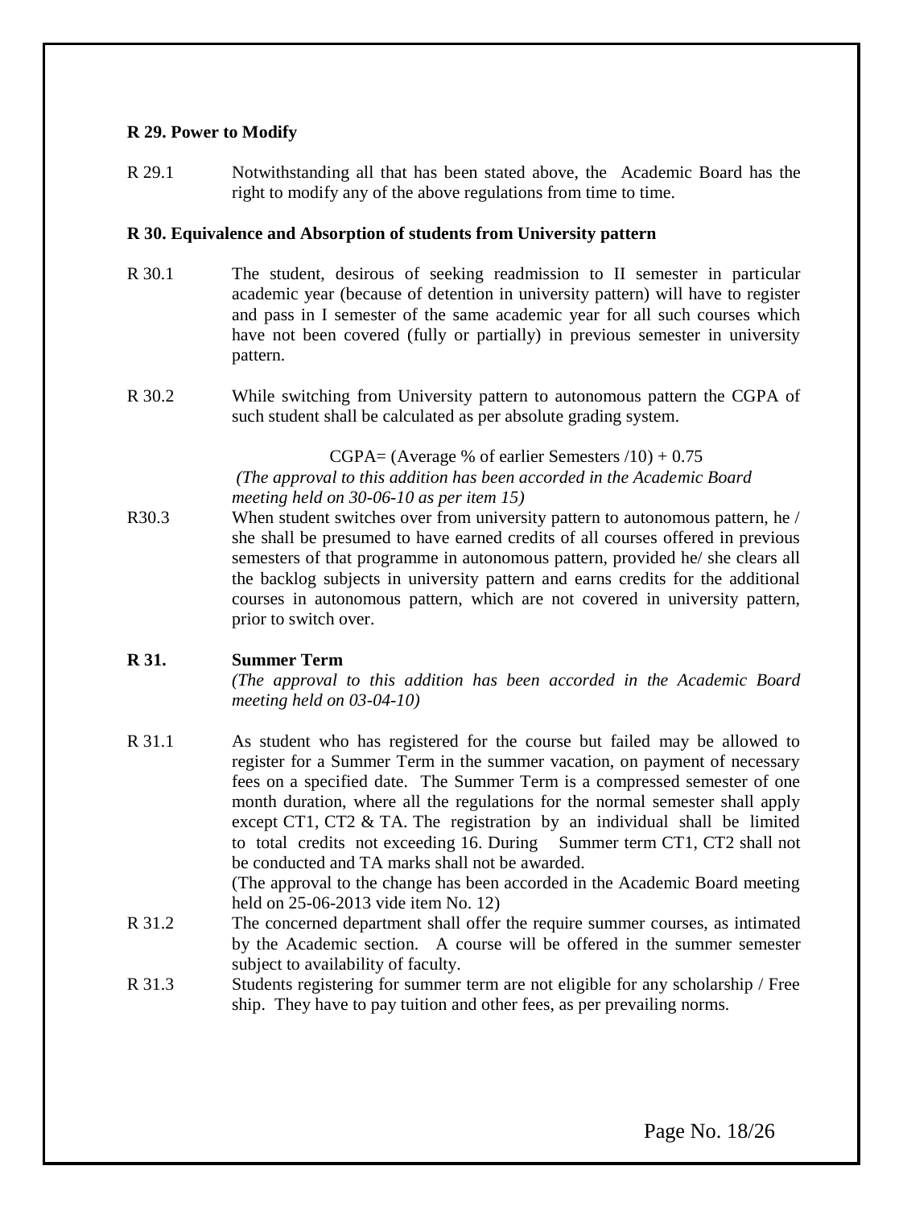**R 29. Power to Modify**

R 29.1 Notwithstanding all that has been stated above, the Academic Board has the right to modify any of the above regulations from time to time.

**R 30. Equivalence and Absorption of students from University pattern**

R 30.1 The student, desirous of seeking readmission to II semester in particular academic year (because of detention in university pattern) will have to register and pass in I semester of the same academic year for all such courses which have not been covered (fully or partially) in previous semester in university pattern.

R 30.2 While switching from University pattern to autonomous pattern the CGPA of such student shall be calculated as per absolute grading system.

$$\text{CGPA} = (\text{Average \% of earlier Semesters} / 10) + 0.75$$

*(The approval to this addition has been accorded in the Academic Board meeting held on 30-06-10 as per item 15)*

R30.3 When student switches over from university pattern to autonomous pattern, he / she shall be presumed to have earned credits of all courses offered in previous semesters of that programme in autonomous pattern, provided he/ she clears all the backlog subjects in university pattern and earns credits for the additional courses in autonomous pattern, which are not covered in university pattern, prior to switch over.

**R 31. Summer Term**

*(The approval to this addition has been accorded in the Academic Board meeting held on 03-04-10)*

R 31.1 As student who has registered for the course but failed may be allowed to register for a Summer Term in the summer vacation, on payment of necessary fees on a specified date. The Summer Term is a compressed semester of one month duration, where all the regulations for the normal semester shall apply except CT1, CT2 & TA. The registration by an individual shall be limited to total credits not exceeding 16. During Summer term CT1, CT2 shall not be conducted and TA marks shall not be awarded.

(The approval to the change has been accorded in the Academic Board meeting held on 25-06-2013 vide item No. 12)

R 31.2 The concerned department shall offer the require summer courses, as intimated by the Academic section. A course will be offered in the summer semester subject to availability of faculty.

R 31.3 Students registering for summer term are not eligible for any scholarship / Free ship. They have to pay tuition and other fees, as per prevailing norms.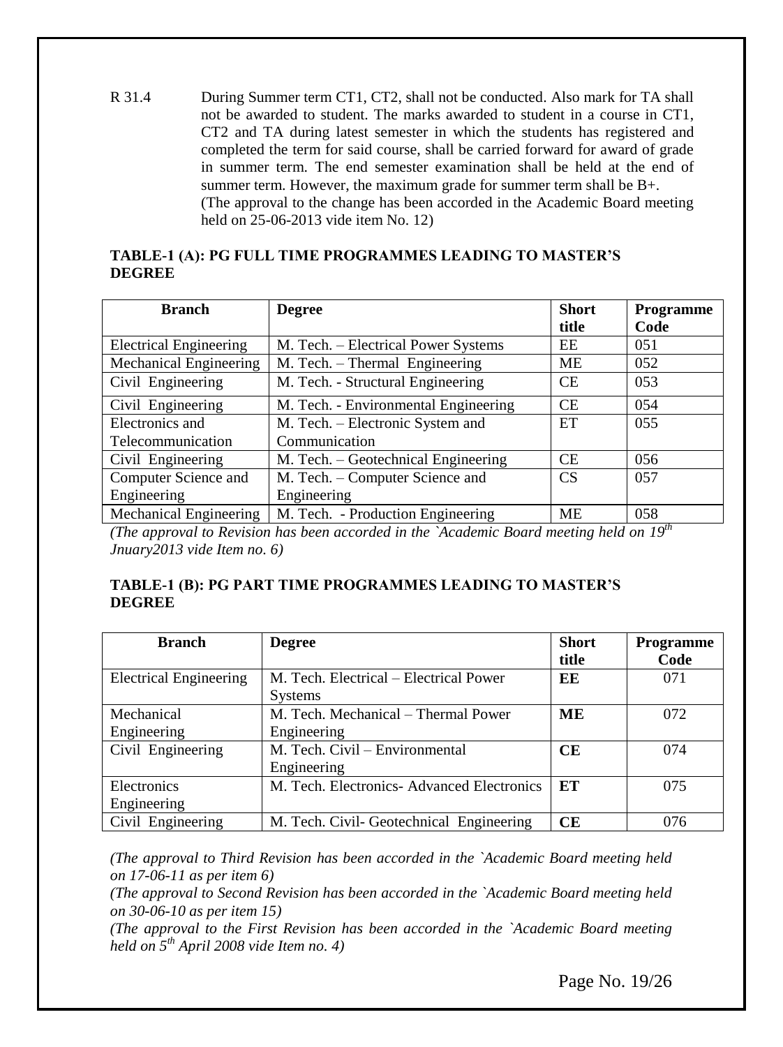R 31.4 During Summer term CT1, CT2, shall not be conducted. Also mark for TA shall not be awarded to student. The marks awarded to student in a course in CT1, CT2 and TA during latest semester in which the students has registered and completed the term for said course, shall be carried forward for award of grade in summer term. The end semester examination shall be held at the end of summer term. However, the maximum grade for summer term shall be B+.
(The approval to the change has been accorded in the Academic Board meeting held on 25-06-2013 vide item No. 12)

**TABLE-1 (A): PG FULL TIME PROGRAMMES LEADING TO MASTER'S DEGREE**

| Branch | Degree | Short title | Programme Code |
|---|---|---|---|
| Electrical Engineering | M. Tech. – Electrical Power Systems | EE | 051 |
| Mechanical Engineering | M. Tech. – Thermal Engineering | ME | 052 |
| Civil Engineering | M. Tech. - Structural Engineering | CE | 053 |
| Civil Engineering | M. Tech. - Environmental Engineering | CE | 054 |
| Electronics and Telecommunication | M. Tech. – Electronic System and Communication | ET | 055 |
| Civil Engineering | M. Tech. – Geotechnical Engineering | CE | 056 |
| Computer Science and Engineering | M. Tech. – Computer Science and Engineering | CS | 057 |
| Mechanical Engineering | M. Tech. - Production Engineering | ME | 058 |

*(The approval to Revision has been accorded in the `Academic Board meeting held on 19th Jnuary2013 vide Item no. 6)*

**TABLE-1 (B): PG PART TIME PROGRAMMES LEADING TO MASTER'S DEGREE**

| Branch | Degree | Short title | Programme Code |
|---|---|---|---|
| Electrical Engineering | M. Tech. Electrical – Electrical Power Systems | **EE** | 071 |
| Mechanical Engineering | M. Tech. Mechanical – Thermal Power Engineering | **ME** | 072 |
| Civil Engineering | M. Tech. Civil – Environmental Engineering | **CE** | 074 |
| Electronics Engineering | M. Tech. Electronics- Advanced Electronics | **ET** | 075 |
| Civil Engineering | M. Tech. Civil- Geotechnical Engineering | **CE** | 076 |

*(The approval to Third Revision has been accorded in the `Academic Board meeting held on 17-06-11 as per item 6)*

*(The approval to Second Revision has been accorded in the `Academic Board meeting held on 30-06-10 as per item 15)*

*(The approval to the First Revision has been accorded in the `Academic Board meeting held on 5th April 2008 vide Item no. 4)*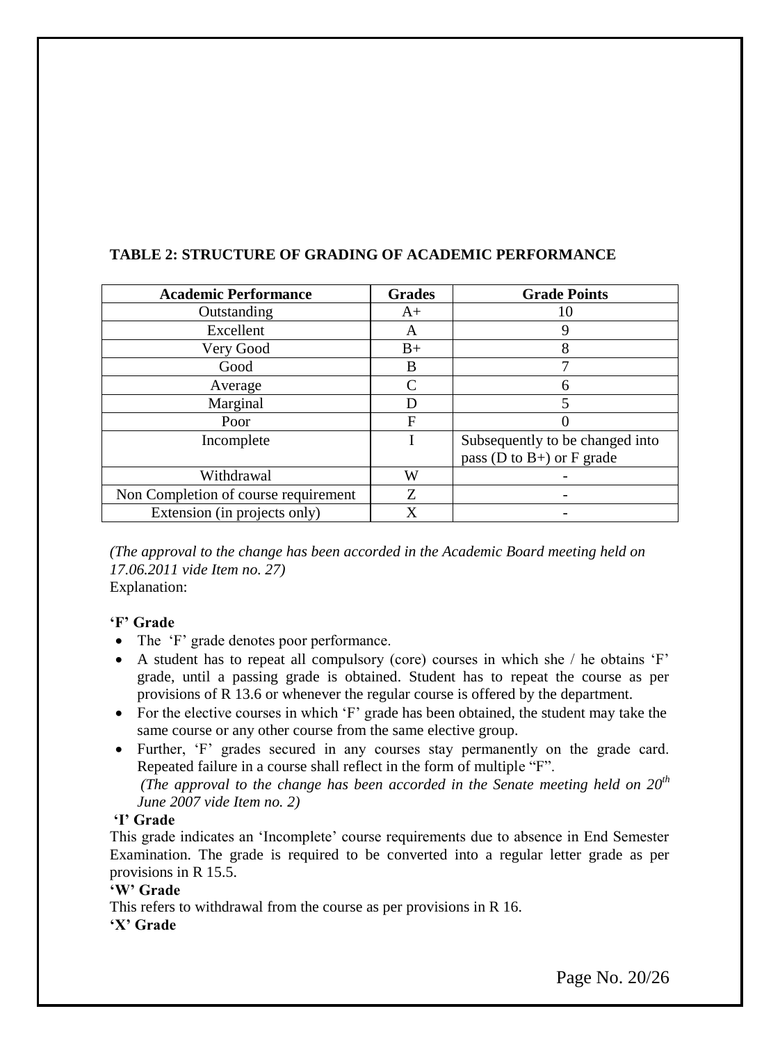**TABLE 2: STRUCTURE OF GRADING OF ACADEMIC PERFORMANCE**

| Academic Performance | Grades | Grade Points |
|---|---|---|
| Outstanding | A+ | 10 |
| Excellent | A | 9 |
| Very Good | B+ | 8 |
| Good | B | 7 |
| Average | C | 6 |
| Marginal | D | 5 |
| Poor | F | 0 |
| Incomplete | I | Subsequently to be changed into pass (D to B+) or F grade |
| Withdrawal | W | - |
| Non Completion of course requirement | Z | - |
| Extension (in projects only) | X | - |

*(The approval to the change has been accorded in the Academic Board meeting held on 17.06.2011 vide Item no. 27)*

Explanation:

**'F' Grade**

- The 'F' grade denotes poor performance.
- A student has to repeat all compulsory (core) courses in which she / he obtains 'F' grade, until a passing grade is obtained. Student has to repeat the course as per provisions of R 13.6 or whenever the regular course is offered by the department.
- For the elective courses in which 'F' grade has been obtained, the student may take the same course or any other course from the same elective group.
- Further, 'F' grades secured in any courses stay permanently on the grade card. Repeated failure in a course shall reflect in the form of multiple "F".

  *(The approval to the change has been accorded in the Senate meeting held on 20th June 2007 vide Item no. 2)*

**'I' Grade**

This grade indicates an 'Incomplete' course requirements due to absence in End Semester Examination. The grade is required to be converted into a regular letter grade as per provisions in R 15.5.

**'W' Grade**

This refers to withdrawal from the course as per provisions in R 16.

**'X' Grade**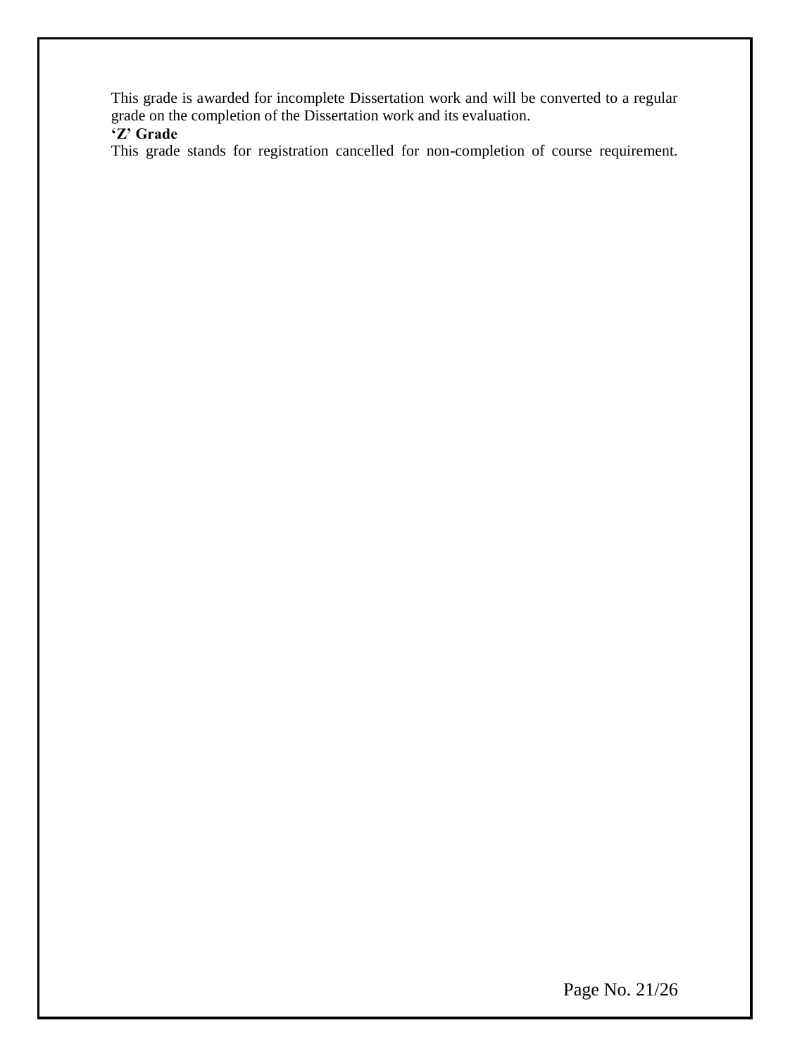This grade is awarded for incomplete Dissertation work and will be converted to a regular grade on the completion of the Dissertation work and its evaluation.

**'Z' Grade**

This grade stands for registration cancelled for non-completion of course requirement.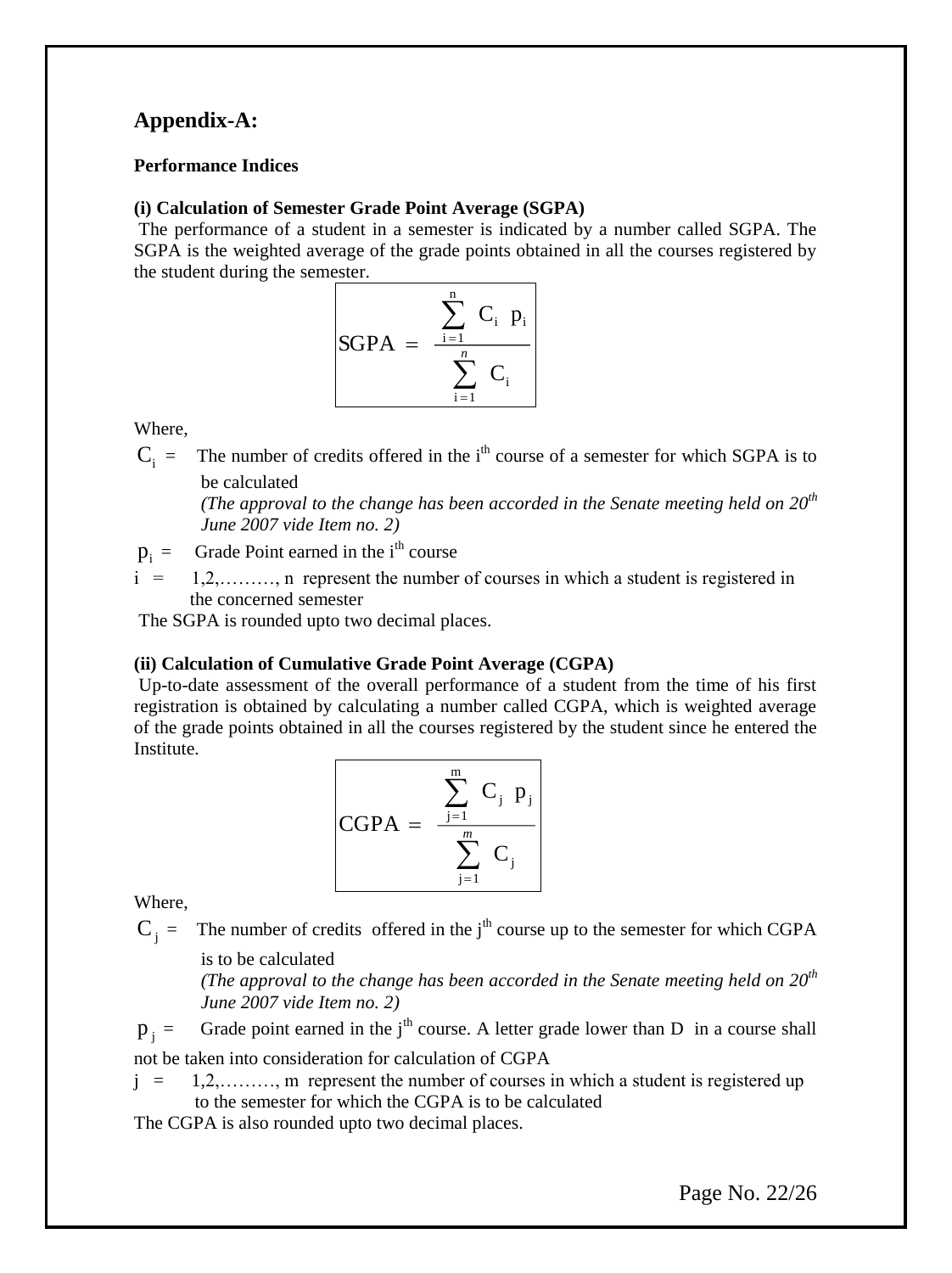## Appendix-A:

**Performance Indices**

**(i) Calculation of Semester Grade Point Average (SGPA)**

The performance of a student in a semester is indicated by a number called SGPA. The SGPA is the weighted average of the grade points obtained in all the courses registered by the student during the semester.

$$\text{SGPA} = \frac{\sum_{i=1}^{n} C_i \ p_i}{\sum_{i=1}^{n} C_i}$$

Where,

$C_i$ = The number of credits offered in the i[th] course of a semester for which SGPA is to be calculated
*(The approval to the change has been accorded in the Senate meeting held on 20[th] June 2007 vide Item no. 2)*

$p_i$ = Grade Point earned in the i[th] course

i = 1,2,………, n represent the number of courses in which a student is registered in the concerned semester

The SGPA is rounded upto two decimal places.

**(ii) Calculation of Cumulative Grade Point Average (CGPA)**

Up-to-date assessment of the overall performance of a student from the time of his first registration is obtained by calculating a number called CGPA, which is weighted average of the grade points obtained in all the courses registered by the student since he entered the Institute.

$$\text{CGPA} = \frac{\sum_{j=1}^{m} C_j \ p_j}{\sum_{j=1}^{m} C_j}$$

Where,

$C_j$ = The number of credits offered in the j[th] course up to the semester for which CGPA is to be calculated
*(The approval to the change has been accorded in the Senate meeting held on 20[th] June 2007 vide Item no. 2)*

$p_j$ = Grade point earned in the j[th] course. A letter grade lower than D in a course shall not be taken into consideration for calculation of CGPA

j = 1,2,………, m represent the number of courses in which a student is registered up to the semester for which the CGPA is to be calculated

The CGPA is also rounded upto two decimal places.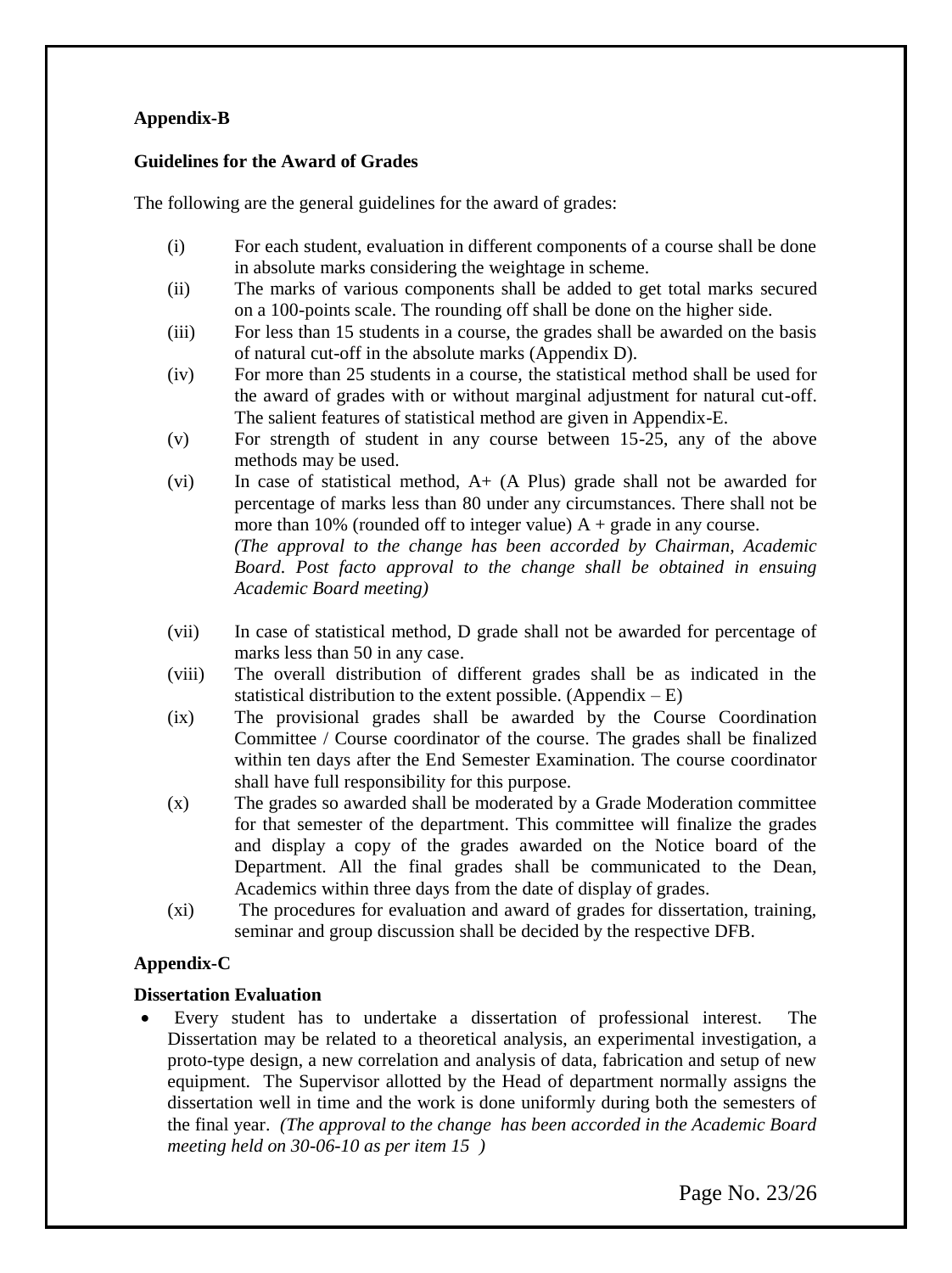## Appendix-B

### Guidelines for the Award of Grades

The following are the general guidelines for the award of grades:

(i) For each student, evaluation in different components of a course shall be done in absolute marks considering the weightage in scheme.

(ii) The marks of various components shall be added to get total marks secured on a 100-points scale. The rounding off shall be done on the higher side.

(iii) For less than 15 students in a course, the grades shall be awarded on the basis of natural cut-off in the absolute marks (Appendix D).

(iv) For more than 25 students in a course, the statistical method shall be used for the award of grades with or without marginal adjustment for natural cut-off. The salient features of statistical method are given in Appendix-E.

(v) For strength of student in any course between 15-25, any of the above methods may be used.

(vi) In case of statistical method, A+ (A Plus) grade shall not be awarded for percentage of marks less than 80 under any circumstances. There shall not be more than 10% (rounded off to integer value) A + grade in any course.
*(The approval to the change has been accorded by Chairman, Academic Board. Post facto approval to the change shall be obtained in ensuing Academic Board meeting)*

(vii) In case of statistical method, D grade shall not be awarded for percentage of marks less than 50 in any case.

(viii) The overall distribution of different grades shall be as indicated in the statistical distribution to the extent possible. (Appendix – E)

(ix) The provisional grades shall be awarded by the Course Coordination Committee / Course coordinator of the course. The grades shall be finalized within ten days after the End Semester Examination. The course coordinator shall have full responsibility for this purpose.

(x) The grades so awarded shall be moderated by a Grade Moderation committee for that semester of the department. This committee will finalize the grades and display a copy of the grades awarded on the Notice board of the Department. All the final grades shall be communicated to the Dean, Academics within three days from the date of display of grades.

(xi) The procedures for evaluation and award of grades for dissertation, training, seminar and group discussion shall be decided by the respective DFB.

## Appendix-C

### Dissertation Evaluation

- Every student has to undertake a dissertation of professional interest. The Dissertation may be related to a theoretical analysis, an experimental investigation, a proto-type design, a new correlation and analysis of data, fabrication and setup of new equipment. The Supervisor allotted by the Head of department normally assigns the dissertation well in time and the work is done uniformly during both the semesters of the final year. *(The approval to the change has been accorded in the Academic Board meeting held on 30-06-10 as per item 15 )*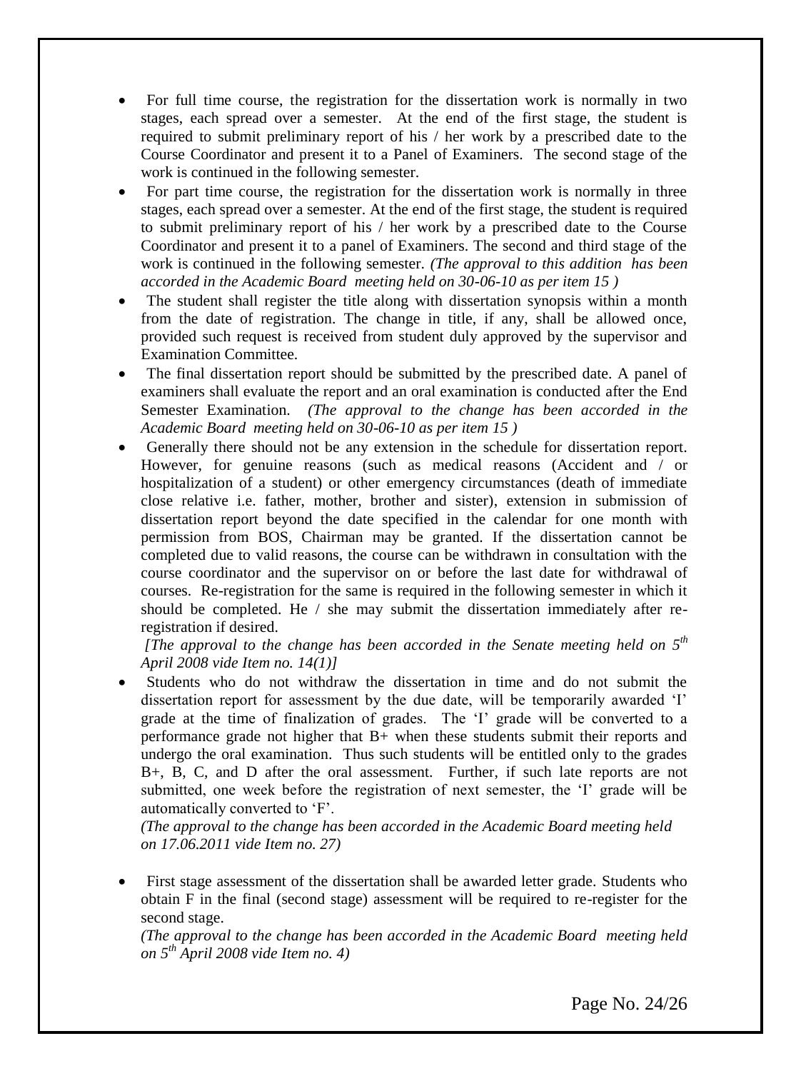- For full time course, the registration for the dissertation work is normally in two stages, each spread over a semester. At the end of the first stage, the student is required to submit preliminary report of his / her work by a prescribed date to the Course Coordinator and present it to a Panel of Examiners. The second stage of the work is continued in the following semester.
- For part time course, the registration for the dissertation work is normally in three stages, each spread over a semester. At the end of the first stage, the student is required to submit preliminary report of his / her work by a prescribed date to the Course Coordinator and present it to a panel of Examiners. The second and third stage of the work is continued in the following semester. *(The approval to this addition has been accorded in the Academic Board meeting held on 30-06-10 as per item 15 )*
- The student shall register the title along with dissertation synopsis within a month from the date of registration. The change in title, if any, shall be allowed once, provided such request is received from student duly approved by the supervisor and Examination Committee.
- The final dissertation report should be submitted by the prescribed date. A panel of examiners shall evaluate the report and an oral examination is conducted after the End Semester Examination. *(The approval to the change has been accorded in the Academic Board meeting held on 30-06-10 as per item 15 )*
- Generally there should not be any extension in the schedule for dissertation report. However, for genuine reasons (such as medical reasons (Accident and / or hospitalization of a student) or other emergency circumstances (death of immediate close relative i.e. father, mother, brother and sister), extension in submission of dissertation report beyond the date specified in the calendar for one month with permission from BOS, Chairman may be granted. If the dissertation cannot be completed due to valid reasons, the course can be withdrawn in consultation with the course coordinator and the supervisor on or before the last date for withdrawal of courses. Re-registration for the same is required in the following semester in which it should be completed. He / she may submit the dissertation immediately after re-registration if desired.

  *[The approval to the change has been accorded in the Senate meeting held on 5th April 2008 vide Item no. 14(1)]*
- Students who do not withdraw the dissertation in time and do not submit the dissertation report for assessment by the due date, will be temporarily awarded 'I' grade at the time of finalization of grades. The 'I' grade will be converted to a performance grade not higher that B+ when these students submit their reports and undergo the oral examination. Thus such students will be entitled only to the grades B+, B, C, and D after the oral assessment. Further, if such late reports are not submitted, one week before the registration of next semester, the 'I' grade will be automatically converted to 'F'.

  *(The approval to the change has been accorded in the Academic Board meeting held on 17.06.2011 vide Item no. 27)*
- First stage assessment of the dissertation shall be awarded letter grade. Students who obtain F in the final (second stage) assessment will be required to re-register for the second stage.

  *(The approval to the change has been accorded in the Academic Board meeting held on 5th April 2008 vide Item no. 4)*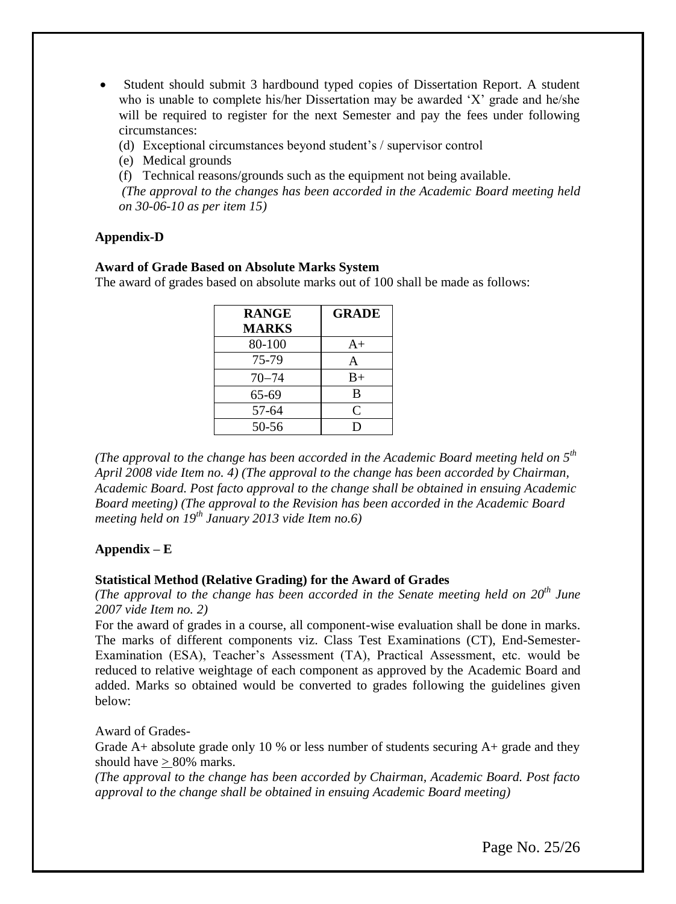- Student should submit 3 hardbound typed copies of Dissertation Report. A student who is unable to complete his/her Dissertation may be awarded 'X' grade and he/she will be required to register for the next Semester and pay the fees under following circumstances:
  (d) Exceptional circumstances beyond student's / supervisor control
  (e) Medical grounds
  (f) Technical reasons/grounds such as the equipment not being available.
  *(The approval to the changes has been accorded in the Academic Board meeting held on 30-06-10 as per item 15)*

**Appendix-D**

**Award of Grade Based on Absolute Marks System**

The award of grades based on absolute marks out of 100 shall be made as follows:

| RANGE MARKS | GRADE |
|---|---|
| 80-100 | A+ |
| 75-79 | A |
| 70–74 | B+ |
| 65-69 | B |
| 57-64 | C |
| 50-56 | D |

*(The approval to the change has been accorded in the Academic Board meeting held on 5th April 2008 vide Item no. 4) (The approval to the change has been accorded by Chairman, Academic Board. Post facto approval to the change shall be obtained in ensuing Academic Board meeting) (The approval to the Revision has been accorded in the Academic Board meeting held on 19th January 2013 vide Item no.6)*

**Appendix – E**

**Statistical Method (Relative Grading) for the Award of Grades**

*(The approval to the change has been accorded in the Senate meeting held on 20th June 2007 vide Item no. 2)*

For the award of grades in a course, all component-wise evaluation shall be done in marks. The marks of different components viz. Class Test Examinations (CT), End-Semester-Examination (ESA), Teacher's Assessment (TA), Practical Assessment, etc. would be reduced to relative weightage of each component as approved by the Academic Board and added. Marks so obtained would be converted to grades following the guidelines given below:

Award of Grades-

Grade A+ absolute grade only 10 % or less number of students securing A+ grade and they should have $\geq$ 80% marks.

*(The approval to the change has been accorded by Chairman, Academic Board. Post facto approval to the change shall be obtained in ensuing Academic Board meeting)*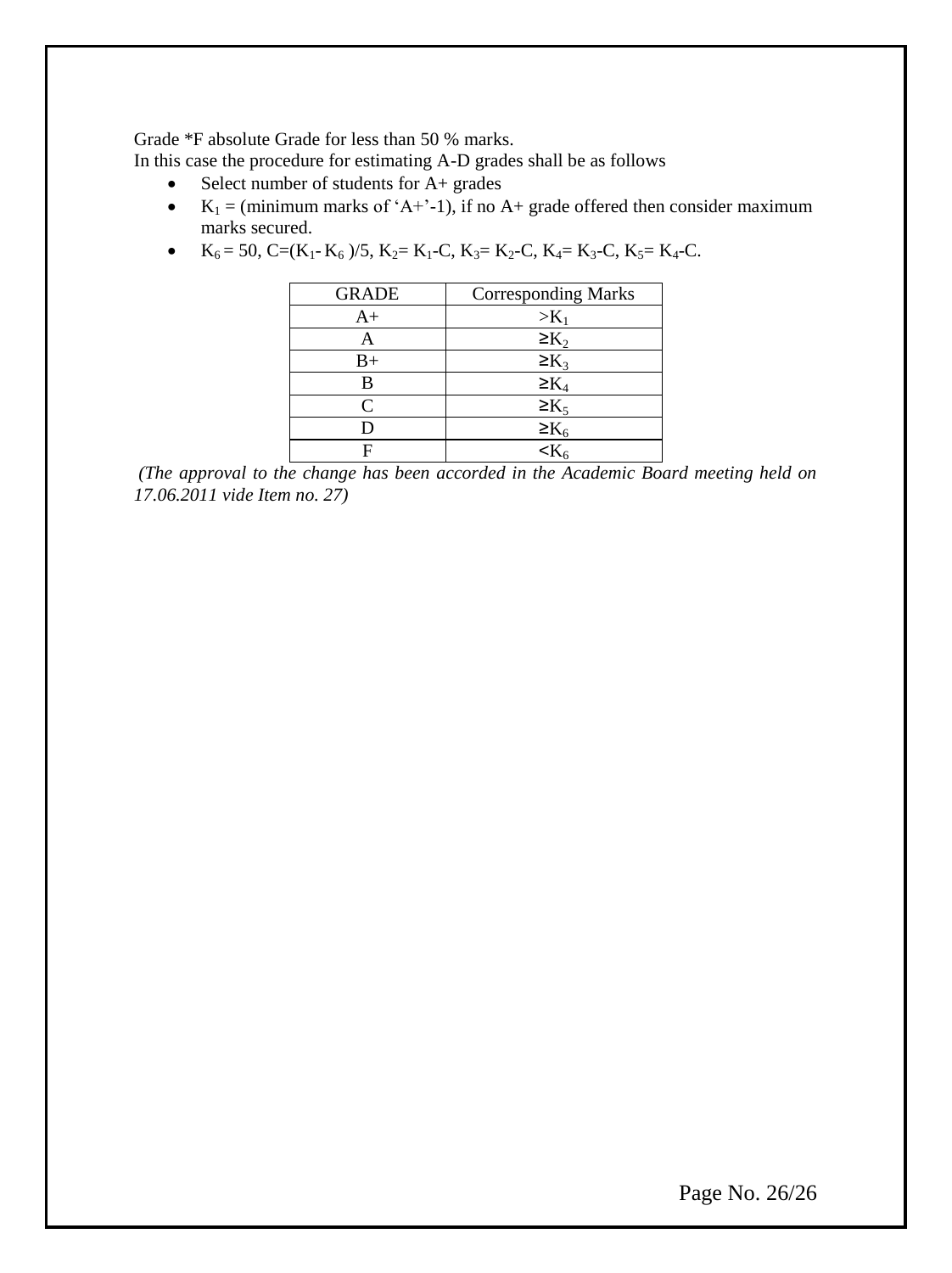Grade *F absolute Grade for less than 50 % marks.

In this case the procedure for estimating A-D grades shall be as follows

- Select number of students for A+ grades
- $K_1$ = (minimum marks of 'A+'-1), if no A+ grade offered then consider maximum marks secured.
- $K_6 = 50$, $C=(K_1- K_6)/5$, $K_2= K_1-C$, $K_3= K_2-C$, $K_4= K_3-C$, $K_5= K_4-C$.

| GRADE | Corresponding Marks |
|---|---|
| A+ | $>K_1$ |
| A | $\geq K_2$ |
| B+ | $\geq K_3$ |
| B | $\geq K_4$ |
| C | $\geq K_5$ |
| D | $\geq K_6$ |
| F | $<K_6$ |

*(The approval to the change has been accorded in the Academic Board meeting held on 17.06.2011 vide Item no. 27)*